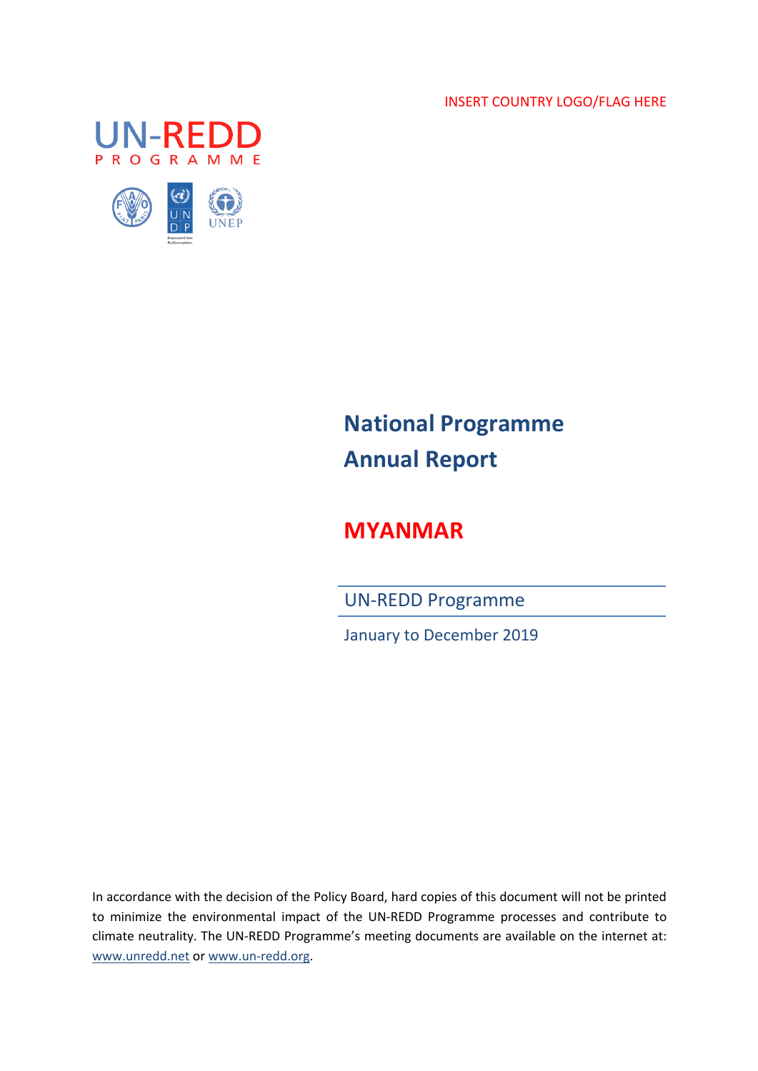INSERT COUNTRY LOGO/FLAG HERE

UN-REDD PROGRAMME

# National Programme Annual Report

# MYANMAR

UN-REDD Programme

January to December 2019

In accordance with the decision of the Policy Board, hard copies of this document will not be printed to minimize the environmental impact of the UN-REDD Programme processes and contribute to climate neutrality. The UN-REDD Programme's meeting documents are available on the internet at: www.unredd.net or www.un-redd.org.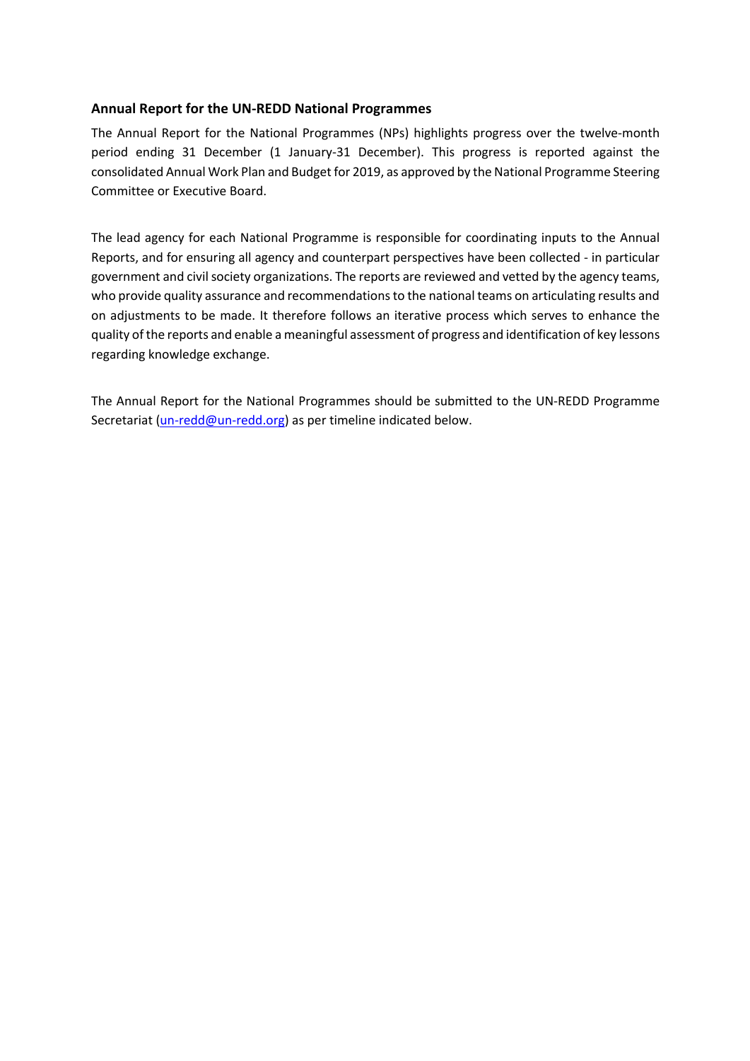## Annual Report for the UN-REDD National Programmes

The Annual Report for the National Programmes (NPs) highlights progress over the twelve-month period ending 31 December (1 January-31 December). This progress is reported against the consolidated Annual Work Plan and Budget for 2019, as approved by the National Programme Steering Committee or Executive Board.

The lead agency for each National Programme is responsible for coordinating inputs to the Annual Reports, and for ensuring all agency and counterpart perspectives have been collected - in particular government and civil society organizations. The reports are reviewed and vetted by the agency teams, who provide quality assurance and recommendations to the national teams on articulating results and on adjustments to be made. It therefore follows an iterative process which serves to enhance the quality of the reports and enable a meaningful assessment of progress and identification of key lessons regarding knowledge exchange.

The Annual Report for the National Programmes should be submitted to the UN-REDD Programme Secretariat (un-redd@un-redd.org) as per timeline indicated below.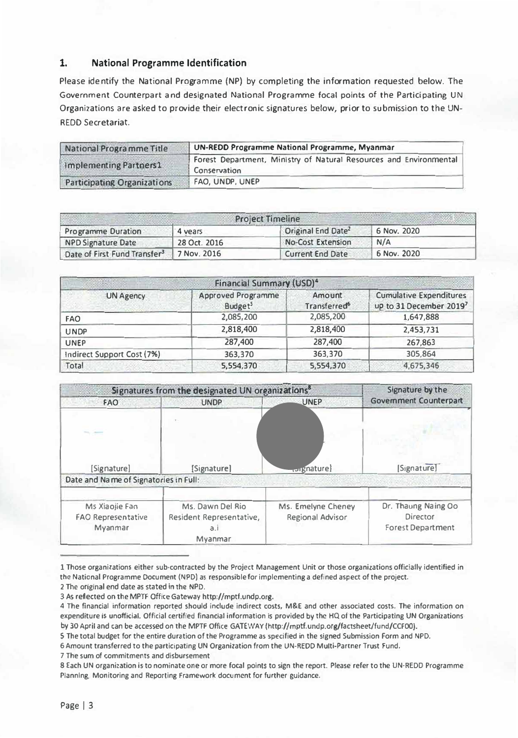## 1. National Programme Identification

Please identify the National Programme (NP) by completing the information requested below. The Government Counterpart and designated National Programme focal points of the Participating UN Organizations are asked to provide their electronic signatures below, prior to submission to the UN-REDD Secretariat.

| National Programme Title | UN-REDD Programme National Programme, Myanmar |
|---|---|
| Implementing Partners1 | Forest Department, Ministry of Natural Resources and Environmental Conservation |
| Participating Organizations | FAO, UNDP, UNEP |

| Project Timeline | | | |
|---|---|---|---|
| Programme Duration | 4 years | Original End Date[2] | 6 Nov. 2020 |
| NPD Signature Date | 28 Oct. 2016 | No-Cost Extension | N/A |
| Date of First Fund Transfer[3] | 7 Nov. 2016 | Current End Date | 6 Nov. 2020 |

| Financial Summary (USD)[4] | | | |
|---|---|---|---|
| UN Agency | Approved Programme Budget[5] | Amount Transferred[6] | Cumulative Expenditures up to 31 December 2019[7] |
| FAO | 2,085,200 | 2,085,200 | 1,647,888 |
| UNDP | 2,818,400 | 2,818,400 | 2,453,731 |
| UNEP | 287,400 | 287,400 | 267,863 |
| Indirect Support Cost (7%) | 363,370 | 363,370 | 305,864 |
| Total | 5,554,370 | 5,554,370 | 4,675,346 |

| Signatures from the designated UN organizations[8] | | | Signature by the Government Counterpart |
|---|---|---|---|
| FAO | UNDP | UNEP | |
| [Signature] | [Signature] | [Signature] | [Signature] |
| Date and Name of Signatories in Full: | | | |
| | | | |
| Ms Xiaojie Fan<br>FAO Representative<br>Myanmar | Ms. Dawn Del Rio<br>Resident Representative, a.i<br>Myanmar | Ms. Emelyne Cheney<br>Regional Advisor | Dr. Thaung Naing Oo<br>Director<br>Forest Department |

1 Those organizations either sub-contracted by the Project Management Unit or those organizations officially identified in the National Programme Document (NPD) as responsible for implementing a defined aspect of the project.

2 The original end date as stated in the NPD.

3 As reflected on the MPTF Office Gateway http://mptf.undp.org.

4 The financial information reported should include indirect costs, M&E and other associated costs. The information on expenditure is unofficial. Official certified financial information is provided by the HQ of the Participating UN Organizations by 30 April and can be accessed on the MPTF Office GATEWAY (http://mptf.undp.org/factsheet/fund/CCF00).

5 The total budget for the entire duration of the Programme as specified in the signed Submission Form and NPD.

6 Amount transferred to the participating UN Organization from the UN-REDD Multi-Partner Trust Fund.

7 The sum of commitments and disbursement

8 Each UN organization is to nominate one or more focal points to sign the report. Please refer to the UN-REDD Programme Planning, Monitoring and Reporting Framework document for further guidance.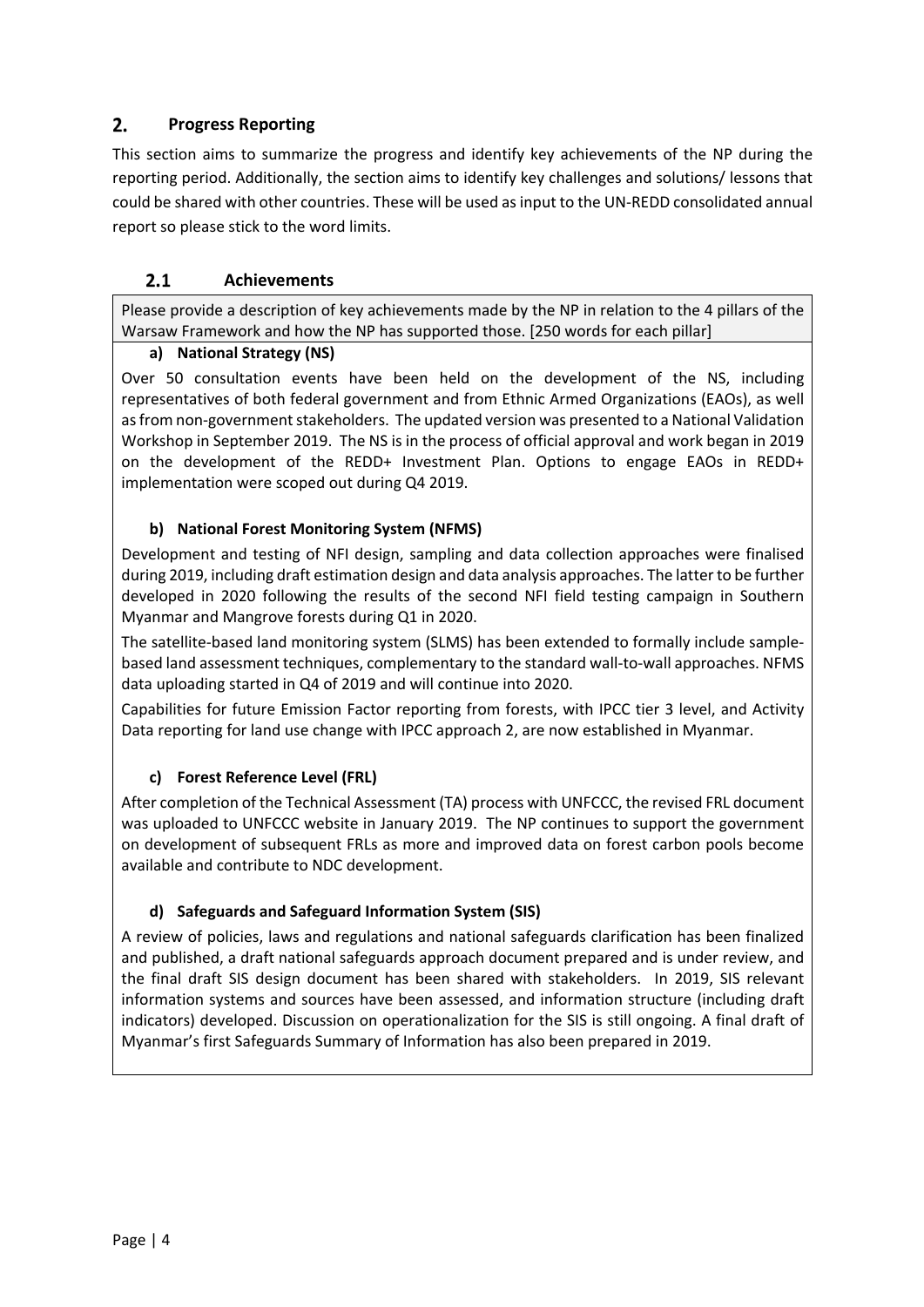## 2. Progress Reporting

This section aims to summarize the progress and identify key achievements of the NP during the reporting period. Additionally, the section aims to identify key challenges and solutions/ lessons that could be shared with other countries. These will be used as input to the UN-REDD consolidated annual report so please stick to the word limits.

### 2.1 Achievements

Please provide a description of key achievements made by the NP in relation to the 4 pillars of the Warsaw Framework and how the NP has supported those. [250 words for each pillar]

#### a) National Strategy (NS)

Over 50 consultation events have been held on the development of the NS, including representatives of both federal government and from Ethnic Armed Organizations (EAOs), as well as from non-government stakeholders. The updated version was presented to a National Validation Workshop in September 2019. The NS is in the process of official approval and work began in 2019 on the development of the REDD+ Investment Plan. Options to engage EAOs in REDD+ implementation were scoped out during Q4 2019.

#### b) National Forest Monitoring System (NFMS)

Development and testing of NFI design, sampling and data collection approaches were finalised during 2019, including draft estimation design and data analysis approaches. The latter to be further developed in 2020 following the results of the second NFI field testing campaign in Southern Myanmar and Mangrove forests during Q1 in 2020.

The satellite-based land monitoring system (SLMS) has been extended to formally include sample-based land assessment techniques, complementary to the standard wall-to-wall approaches. NFMS data uploading started in Q4 of 2019 and will continue into 2020.

Capabilities for future Emission Factor reporting from forests, with IPCC tier 3 level, and Activity Data reporting for land use change with IPCC approach 2, are now established in Myanmar.

#### c) Forest Reference Level (FRL)

After completion of the Technical Assessment (TA) process with UNFCCC, the revised FRL document was uploaded to UNFCCC website in January 2019. The NP continues to support the government on development of subsequent FRLs as more and improved data on forest carbon pools become available and contribute to NDC development.

#### d) Safeguards and Safeguard Information System (SIS)

A review of policies, laws and regulations and national safeguards clarification has been finalized and published, a draft national safeguards approach document prepared and is under review, and the final draft SIS design document has been shared with stakeholders. In 2019, SIS relevant information systems and sources have been assessed, and information structure (including draft indicators) developed. Discussion on operationalization for the SIS is still ongoing. A final draft of Myanmar's first Safeguards Summary of Information has also been prepared in 2019.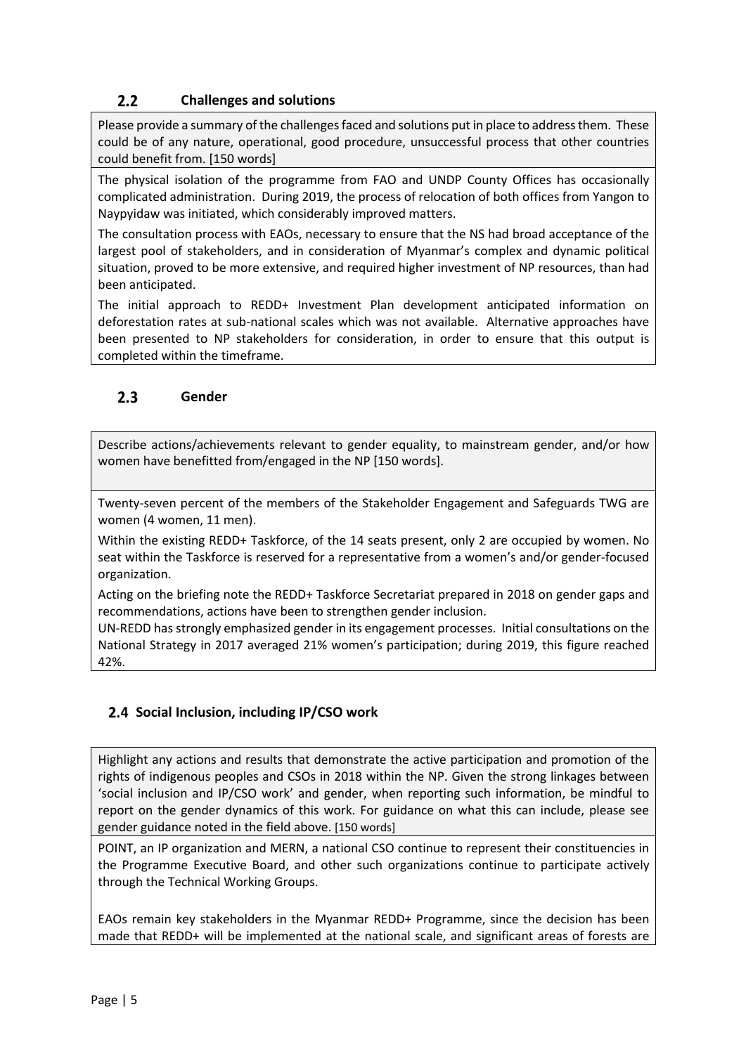### 2.2 Challenges and solutions

| Please provide a summary of the challenges faced and solutions put in place to address them. These could be of any nature, operational, good procedure, unsuccessful process that other countries could benefit from. [150 words] |
|---|
| The physical isolation of the programme from FAO and UNDP County Offices has occasionally complicated administration. During 2019, the process of relocation of both offices from Yangon to Naypyidaw was initiated, which considerably improved matters.<br><br>The consultation process with EAOs, necessary to ensure that the NS had broad acceptance of the largest pool of stakeholders, and in consideration of Myanmar's complex and dynamic political situation, proved to be more extensive, and required higher investment of NP resources, than had been anticipated.<br><br>The initial approach to REDD+ Investment Plan development anticipated information on deforestation rates at sub-national scales which was not available. Alternative approaches have been presented to NP stakeholders for consideration, in order to ensure that this output is completed within the timeframe. |

### 2.3 Gender

| Describe actions/achievements relevant to gender equality, to mainstream gender, and/or how women have benefitted from/engaged in the NP [150 words]. |
|---|
| Twenty-seven percent of the members of the Stakeholder Engagement and Safeguards TWG are women (4 women, 11 men).<br><br>Within the existing REDD+ Taskforce, of the 14 seats present, only 2 are occupied by women. No seat within the Taskforce is reserved for a representative from a women's and/or gender-focused organization.<br><br>Acting on the briefing note the REDD+ Taskforce Secretariat prepared in 2018 on gender gaps and recommendations, actions have been to strengthen gender inclusion.<br><br>UN-REDD has strongly emphasized gender in its engagement processes. Initial consultations on the National Strategy in 2017 averaged 21% women's participation; during 2019, this figure reached 42%. |

### 2.4 Social Inclusion, including IP/CSO work

| Highlight any actions and results that demonstrate the active participation and promotion of the rights of indigenous peoples and CSOs in 2018 within the NP. Given the strong linkages between 'social inclusion and IP/CSO work' and gender, when reporting such information, be mindful to report on the gender dynamics of this work. For guidance on what this can include, please see gender guidance noted in the field above. [150 words] |
|---|
| POINT, an IP organization and MERN, a national CSO continue to represent their constituencies in the Programme Executive Board, and other such organizations continue to participate actively through the Technical Working Groups.<br><br>EAOs remain key stakeholders in the Myanmar REDD+ Programme, since the decision has been made that REDD+ will be implemented at the national scale, and significant areas of forests are |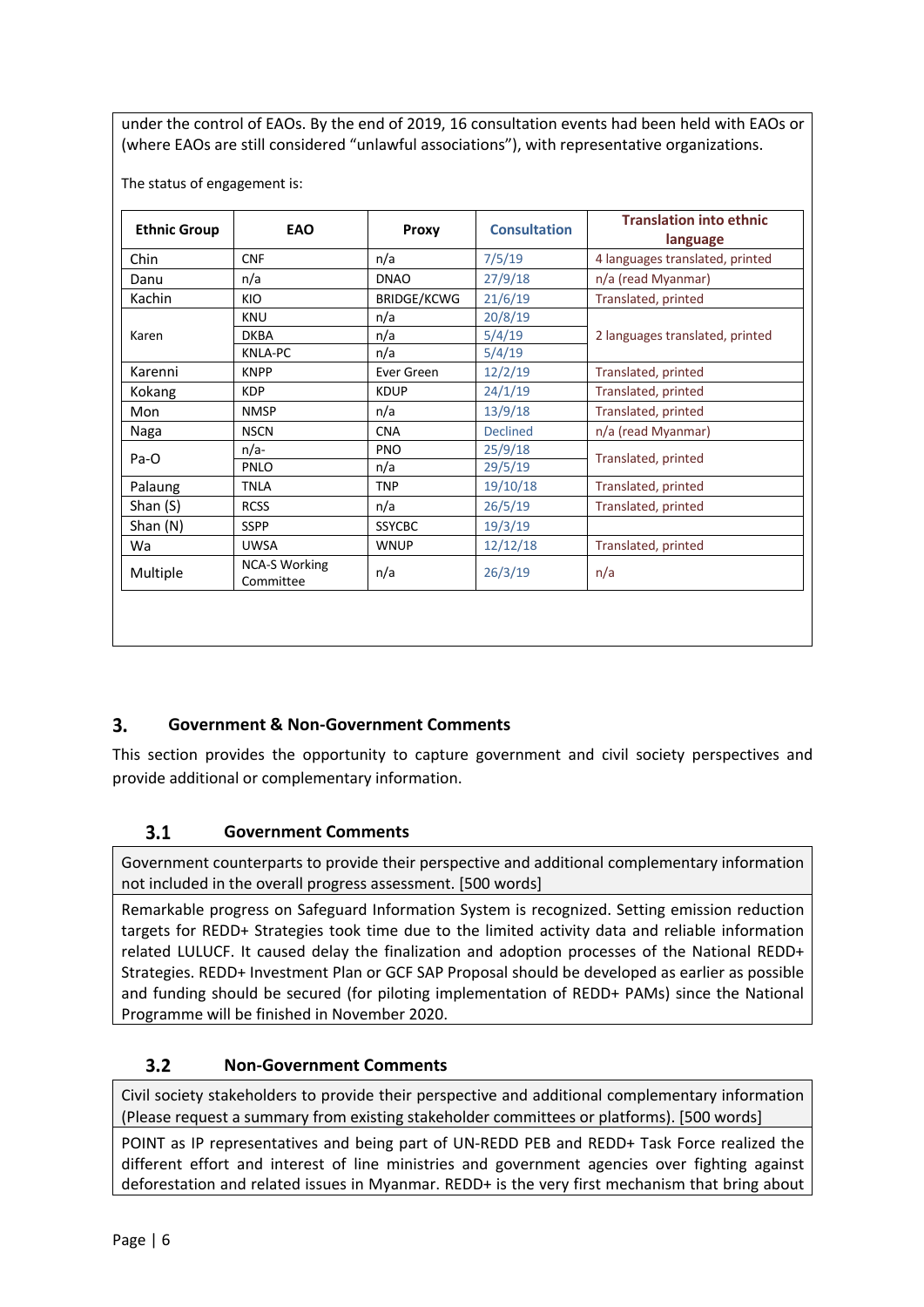under the control of EAOs. By the end of 2019, 16 consultation events had been held with EAOs or (where EAOs are still considered "unlawful associations"), with representative organizations.

The status of engagement is:

| Ethnic Group | EAO | Proxy | Consultation | Translation into ethnic language |
|---|---|---|---|---|
| Chin | CNF | n/a | 7/5/19 | 4 languages translated, printed |
| Danu | n/a | DNAO | 27/9/18 | n/a (read Myanmar) |
| Kachin | KIO | BRIDGE/KCWG | 21/6/19 | Translated, printed |
| Karen | KNU | n/a | 20/8/19 | 2 languages translated, printed |
| | DKBA | n/a | 5/4/19 | |
| | KNLA-PC | n/a | 5/4/19 | |
| Karenni | KNPP | Ever Green | 12/2/19 | Translated, printed |
| Kokang | KDP | KDUP | 24/1/19 | Translated, printed |
| Mon | NMSP | n/a | 13/9/18 | Translated, printed |
| Naga | NSCN | CNA | Declined | n/a (read Myanmar) |
| Pa-O | n/a- | PNO | 25/9/18 | Translated, printed |
| | PNLO | n/a | 29/5/19 | |
| Palaung | TNLA | TNP | 19/10/18 | Translated, printed |
| Shan (S) | RCSS | n/a | 26/5/19 | Translated, printed |
| Shan (N) | SSPP | SSYCBC | 19/3/19 | |
| Wa | UWSA | WNUP | 12/12/18 | Translated, printed |
| Multiple | NCA-S Working Committee | n/a | 26/3/19 | n/a |

## 3. Government & Non-Government Comments

This section provides the opportunity to capture government and civil society perspectives and provide additional or complementary information.

### 3.1 Government Comments

Government counterparts to provide their perspective and additional complementary information not included in the overall progress assessment. [500 words]

Remarkable progress on Safeguard Information System is recognized. Setting emission reduction targets for REDD+ Strategies took time due to the limited activity data and reliable information related LULUCF. It caused delay the finalization and adoption processes of the National REDD+ Strategies. REDD+ Investment Plan or GCF SAP Proposal should be developed as earlier as possible and funding should be secured (for piloting implementation of REDD+ PAMs) since the National Programme will be finished in November 2020.

### 3.2 Non-Government Comments

Civil society stakeholders to provide their perspective and additional complementary information (Please request a summary from existing stakeholder committees or platforms). [500 words]

POINT as IP representatives and being part of UN-REDD PEB and REDD+ Task Force realized the different effort and interest of line ministries and government agencies over fighting against deforestation and related issues in Myanmar. REDD+ is the very first mechanism that bring about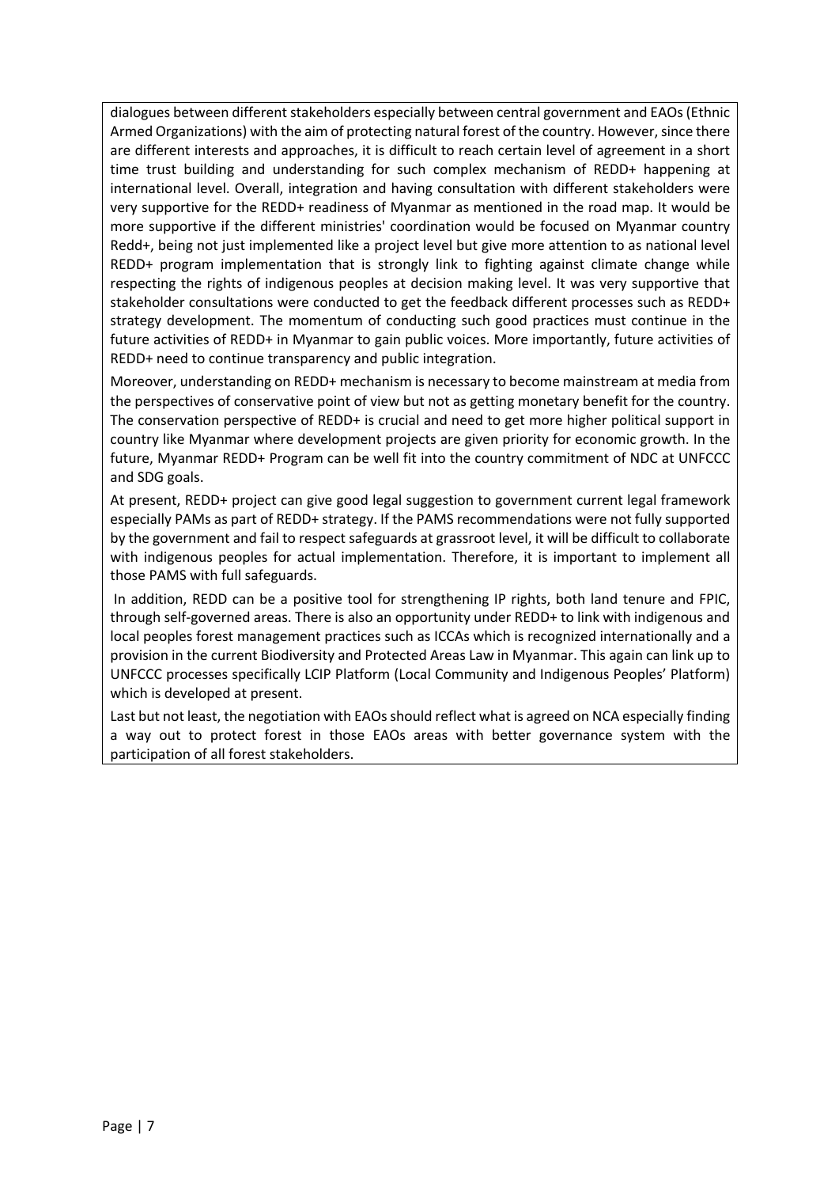dialogues between different stakeholders especially between central government and EAOs (Ethnic Armed Organizations) with the aim of protecting natural forest of the country. However, since there are different interests and approaches, it is difficult to reach certain level of agreement in a short time trust building and understanding for such complex mechanism of REDD+ happening at international level. Overall, integration and having consultation with different stakeholders were very supportive for the REDD+ readiness of Myanmar as mentioned in the road map. It would be more supportive if the different ministries' coordination would be focused on Myanmar country Redd+, being not just implemented like a project level but give more attention to as national level REDD+ program implementation that is strongly link to fighting against climate change while respecting the rights of indigenous peoples at decision making level. It was very supportive that stakeholder consultations were conducted to get the feedback different processes such as REDD+ strategy development. The momentum of conducting such good practices must continue in the future activities of REDD+ in Myanmar to gain public voices. More importantly, future activities of REDD+ need to continue transparency and public integration.

Moreover, understanding on REDD+ mechanism is necessary to become mainstream at media from the perspectives of conservative point of view but not as getting monetary benefit for the country. The conservation perspective of REDD+ is crucial and need to get more higher political support in country like Myanmar where development projects are given priority for economic growth. In the future, Myanmar REDD+ Program can be well fit into the country commitment of NDC at UNFCCC and SDG goals.

At present, REDD+ project can give good legal suggestion to government current legal framework especially PAMs as part of REDD+ strategy. If the PAMS recommendations were not fully supported by the government and fail to respect safeguards at grassroot level, it will be difficult to collaborate with indigenous peoples for actual implementation. Therefore, it is important to implement all those PAMS with full safeguards.

In addition, REDD can be a positive tool for strengthening IP rights, both land tenure and FPIC, through self-governed areas. There is also an opportunity under REDD+ to link with indigenous and local peoples forest management practices such as ICCAs which is recognized internationally and a provision in the current Biodiversity and Protected Areas Law in Myanmar. This again can link up to UNFCCC processes specifically LCIP Platform (Local Community and Indigenous Peoples' Platform) which is developed at present.

Last but not least, the negotiation with EAOs should reflect what is agreed on NCA especially finding a way out to protect forest in those EAOs areas with better governance system with the participation of all forest stakeholders.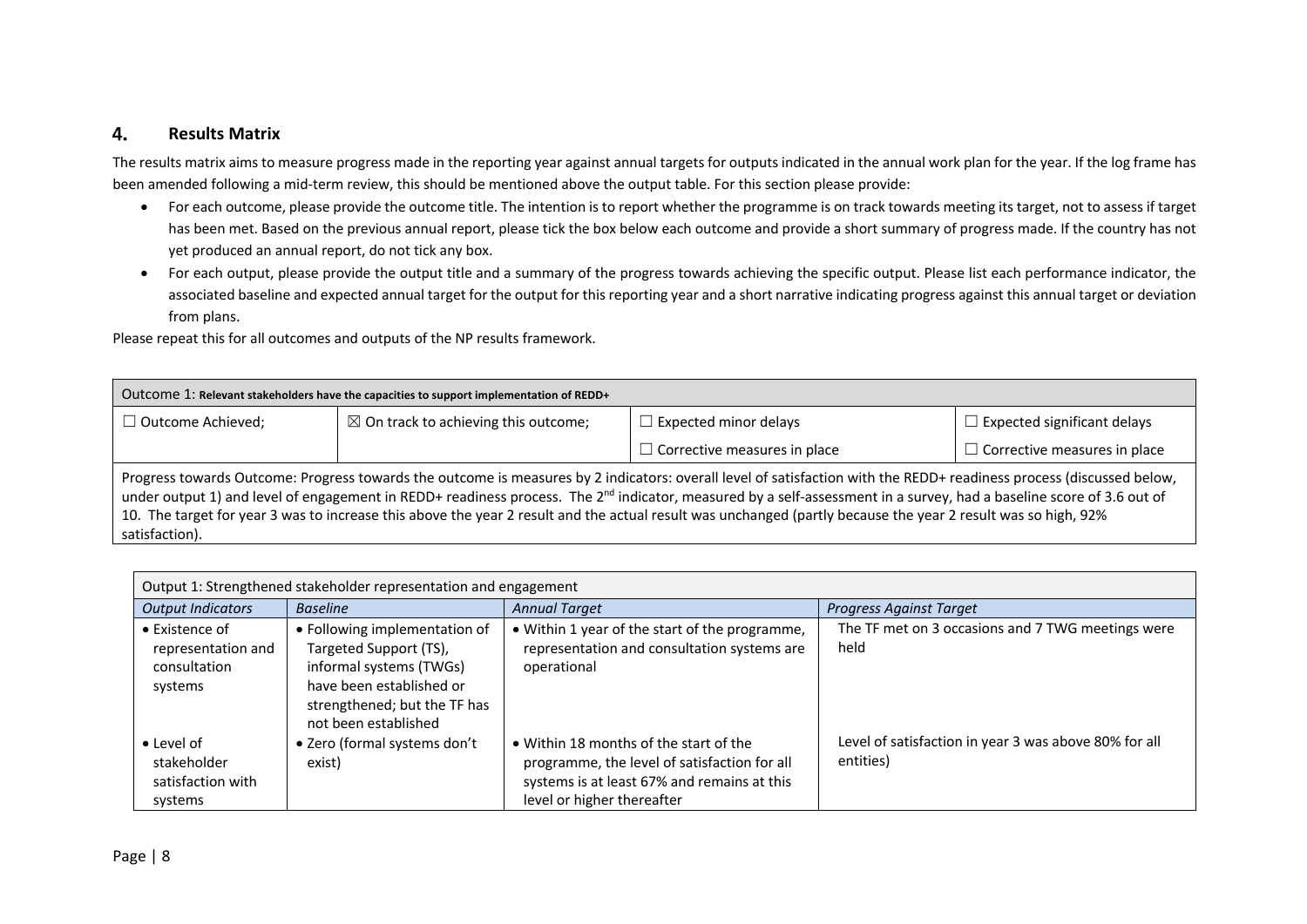## 4. Results Matrix

The results matrix aims to measure progress made in the reporting year against annual targets for outputs indicated in the annual work plan for the year. If the log frame has been amended following a mid-term review, this should be mentioned above the output table. For this section please provide:

- For each outcome, please provide the outcome title. The intention is to report whether the programme is on track towards meeting its target, not to assess if target has been met. Based on the previous annual report, please tick the box below each outcome and provide a short summary of progress made. If the country has not yet produced an annual report, do not tick any box.
- For each output, please provide the output title and a summary of the progress towards achieving the specific output. Please list each performance indicator, the associated baseline and expected annual target for the output for this reporting year and a short narrative indicating progress against this annual target or deviation from plans.

Please repeat this for all outcomes and outputs of the NP results framework.

| Outcome 1: **Relevant stakeholders have the capacities to support implementation of REDD+** | | | |
|---|---|---|---|
| ☐ Outcome Achieved; | ☒ On track to achieving this outcome; | ☐ Expected minor delays | ☐ Expected significant delays |
| | | ☐ Corrective measures in place | ☐ Corrective measures in place |
| Progress towards Outcome: Progress towards the outcome is measures by 2 indicators: overall level of satisfaction with the REDD+ readiness process (discussed below, under output 1) and level of engagement in REDD+ readiness process. The 2nd indicator, measured by a self-assessment in a survey, had a baseline score of 3.6 out of 10. The target for year 3 was to increase this above the year 2 result and the actual result was unchanged (partly because the year 2 result was so high, 92% satisfaction). | | | |

| Output 1: Strengthened stakeholder representation and engagement | | | |
|---|---|---|---|
| *Output Indicators* | *Baseline* | *Annual Target* | *Progress Against Target* |
| • Existence of representation and consultation systems | • Following implementation of Targeted Support (TS), informal systems (TWGs) have been established or strengthened; but the TF has not been established | • Within 1 year of the start of the programme, representation and consultation systems are operational | The TF met on 3 occasions and 7 TWG meetings were held |
| • Level of stakeholder satisfaction with systems | • Zero (formal systems don't exist) | • Within 18 months of the start of the programme, the level of satisfaction for all systems is at least 67% and remains at this level or higher thereafter | Level of satisfaction in year 3 was above 80% for all entities) |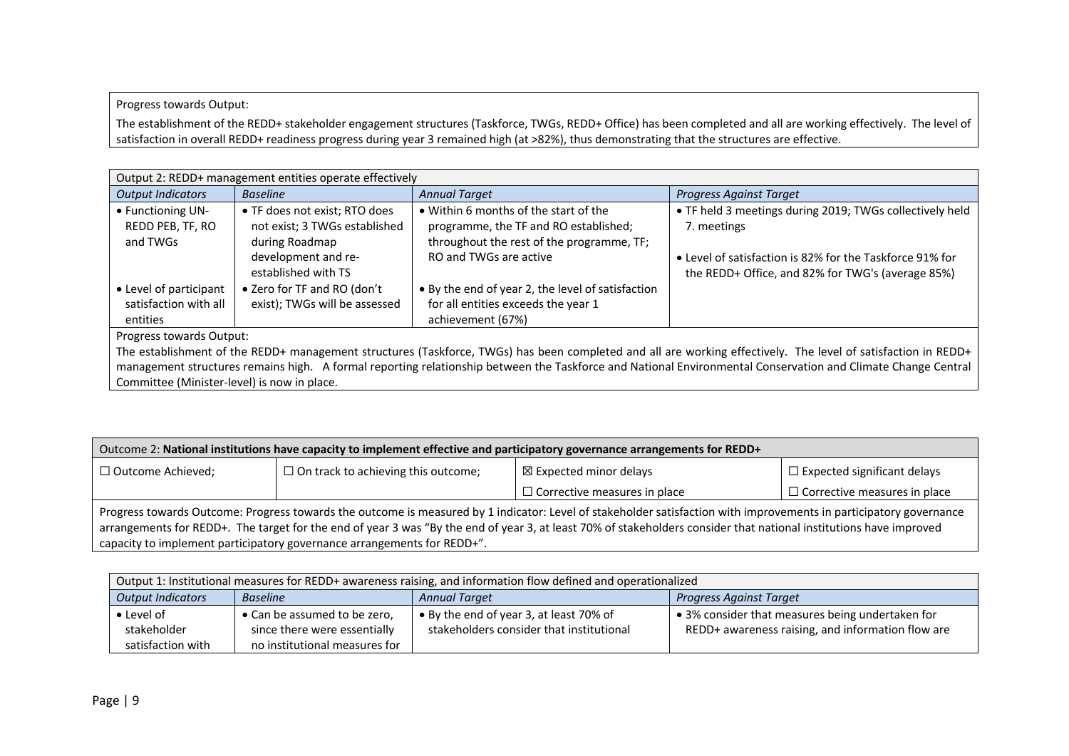Progress towards Output:

The establishment of the REDD+ stakeholder engagement structures (Taskforce, TWGs, REDD+ Office) has been completed and all are working effectively. The level of satisfaction in overall REDD+ readiness progress during year 3 remained high (at >82%), thus demonstrating that the structures are effective.

| Output 2: REDD+ management entities operate effectively | | | |
|---|---|---|---|
| *Output Indicators* | *Baseline* | *Annual Target* | *Progress Against Target* |
| • Functioning UN-REDD PEB, TF, RO and TWGs<br><br>• Level of participant satisfaction with all entities | • TF does not exist; RTO does not exist; 3 TWGs established during Roadmap development and re-established with TS<br><br>• Zero for TF and RO (don't exist); TWGs will be assessed | • Within 6 months of the start of the programme, the TF and RO established; throughout the rest of the programme, TF; RO and TWGs are active<br><br>• By the end of year 2, the level of satisfaction for all entities exceeds the year 1 achievement (67%) | • TF held 3 meetings during 2019; TWGs collectively held 7. meetings<br><br>• Level of satisfaction is 82% for the Taskforce 91% for the REDD+ Office, and 82% for TWG's (average 85%) |

Progress towards Output:

The establishment of the REDD+ management structures (Taskforce, TWGs) has been completed and all are working effectively. The level of satisfaction in REDD+ management structures remains high. A formal reporting relationship between the Taskforce and National Environmental Conservation and Climate Change Central Committee (Minister-level) is now in place.

| Outcome 2: **National institutions have capacity to implement effective and participatory governance arrangements for REDD+** | | | |
|---|---|---|---|
| ☐ Outcome Achieved; | ☐ On track to achieving this outcome; | ☒ Expected minor delays | ☐ Expected significant delays |
| | | ☐ Corrective measures in place | ☐ Corrective measures in place |

Progress towards Outcome: Progress towards the outcome is measured by 1 indicator: Level of stakeholder satisfaction with improvements in participatory governance arrangements for REDD+. The target for the end of year 3 was "By the end of year 3, at least 70% of stakeholders consider that national institutions have improved capacity to implement participatory governance arrangements for REDD+".

| Output 1: Institutional measures for REDD+ awareness raising, and information flow defined and operationalized | | | |
|---|---|---|---|
| *Output Indicators* | *Baseline* | *Annual Target* | *Progress Against Target* |
| • Level of stakeholder satisfaction with | • Can be assumed to be zero, since there were essentially no institutional measures for | • By the end of year 3, at least 70% of stakeholders consider that institutional | • 3% consider that measures being undertaken for REDD+ awareness raising, and information flow are |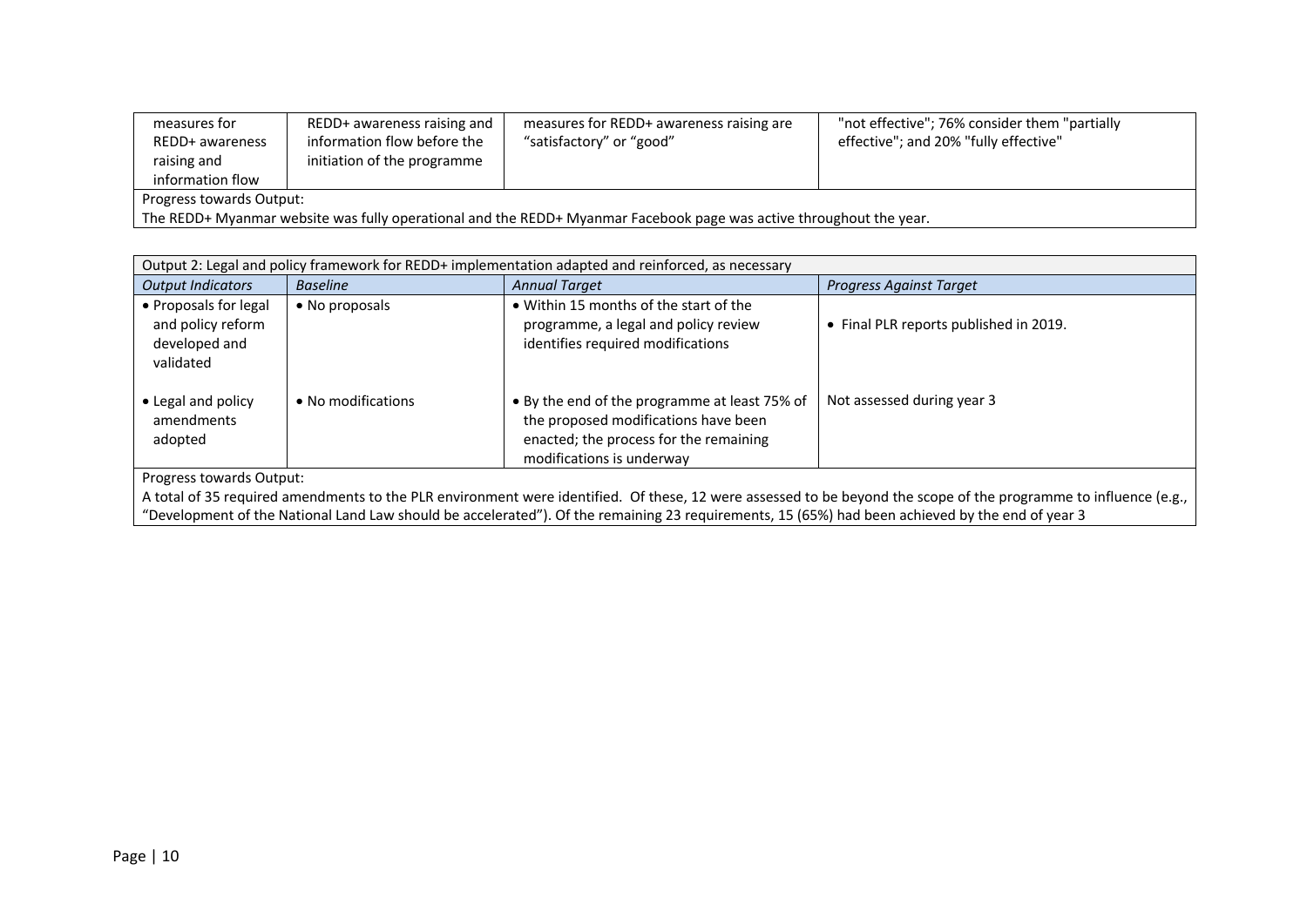| measures for REDD+ awareness raising and information flow | REDD+ awareness raising and information flow before the initiation of the programme | measures for REDD+ awareness raising are “satisfactory” or “good” | "not effective"; 76% consider them "partially effective"; and 20% "fully effective" |
|---|---|---|---|
| Progress towards Output: The REDD+ Myanmar website was fully operational and the REDD+ Myanmar Facebook page was active throughout the year. | | | |

| Output 2: Legal and policy framework for REDD+ implementation adapted and reinforced, as necessary | | | |
|---|---|---|---|
| *Output Indicators* | *Baseline* | *Annual Target* | *Progress Against Target* |
| • Proposals for legal and policy reform developed and validated | • No proposals | • Within 15 months of the start of the programme, a legal and policy review identifies required modifications | • Final PLR reports published in 2019. |
| • Legal and policy amendments adopted | • No modifications | • By the end of the programme at least 75% of the proposed modifications have been enacted; the process for the remaining modifications is underway | Not assessed during year 3 |
| Progress towards Output: A total of 35 required amendments to the PLR environment were identified. Of these, 12 were assessed to be beyond the scope of the programme to influence (e.g., “Development of the National Land Law should be accelerated”). Of the remaining 23 requirements, 15 (65%) had been achieved by the end of year 3 | | | |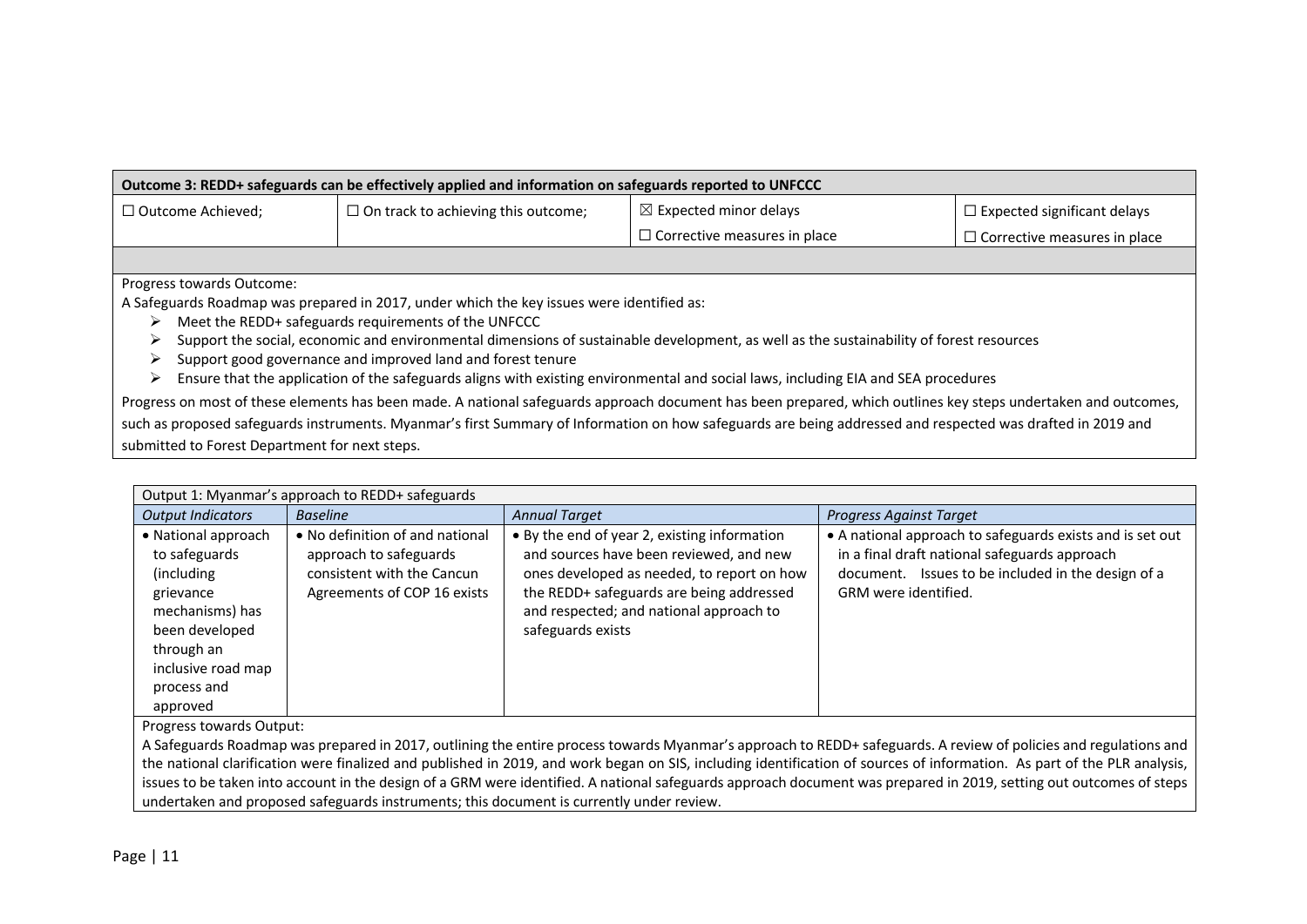| Outcome 3: REDD+ safeguards can be effectively applied and information on safeguards reported to UNFCCC | | | |
|---|---|---|---|
| ☐ Outcome Achieved; | ☐ On track to achieving this outcome; | ☒ Expected minor delays<br>☐ Corrective measures in place | ☐ Expected significant delays<br>☐ Corrective measures in place |

Progress towards Outcome:

A Safeguards Roadmap was prepared in 2017, under which the key issues were identified as:

- Meet the REDD+ safeguards requirements of the UNFCCC
- Support the social, economic and environmental dimensions of sustainable development, as well as the sustainability of forest resources
- Support good governance and improved land and forest tenure
- Ensure that the application of the safeguards aligns with existing environmental and social laws, including EIA and SEA procedures

Progress on most of these elements has been made. A national safeguards approach document has been prepared, which outlines key steps undertaken and outcomes, such as proposed safeguards instruments. Myanmar's first Summary of Information on how safeguards are being addressed and respected was drafted in 2019 and submitted to Forest Department for next steps.

| Output 1: Myanmar's approach to REDD+ safeguards | | | |
|---|---|---|---|
| *Output Indicators* | *Baseline* | *Annual Target* | *Progress Against Target* |
| • National approach to safeguards (including grievance mechanisms) has been developed through an inclusive road map process and approved | • No definition of and national approach to safeguards consistent with the Cancun Agreements of COP 16 exists | • By the end of year 2, existing information and sources have been reviewed, and new ones developed as needed, to report on how the REDD+ safeguards are being addressed and respected; and national approach to safeguards exists | • A national approach to safeguards exists and is set out in a final draft national safeguards approach document. Issues to be included in the design of a GRM were identified. |

Progress towards Output:

A Safeguards Roadmap was prepared in 2017, outlining the entire process towards Myanmar's approach to REDD+ safeguards. A review of policies and regulations and the national clarification were finalized and published in 2019, and work began on SIS, including identification of sources of information. As part of the PLR analysis, issues to be taken into account in the design of a GRM were identified. A national safeguards approach document was prepared in 2019, setting out outcomes of steps undertaken and proposed safeguards instruments; this document is currently under review.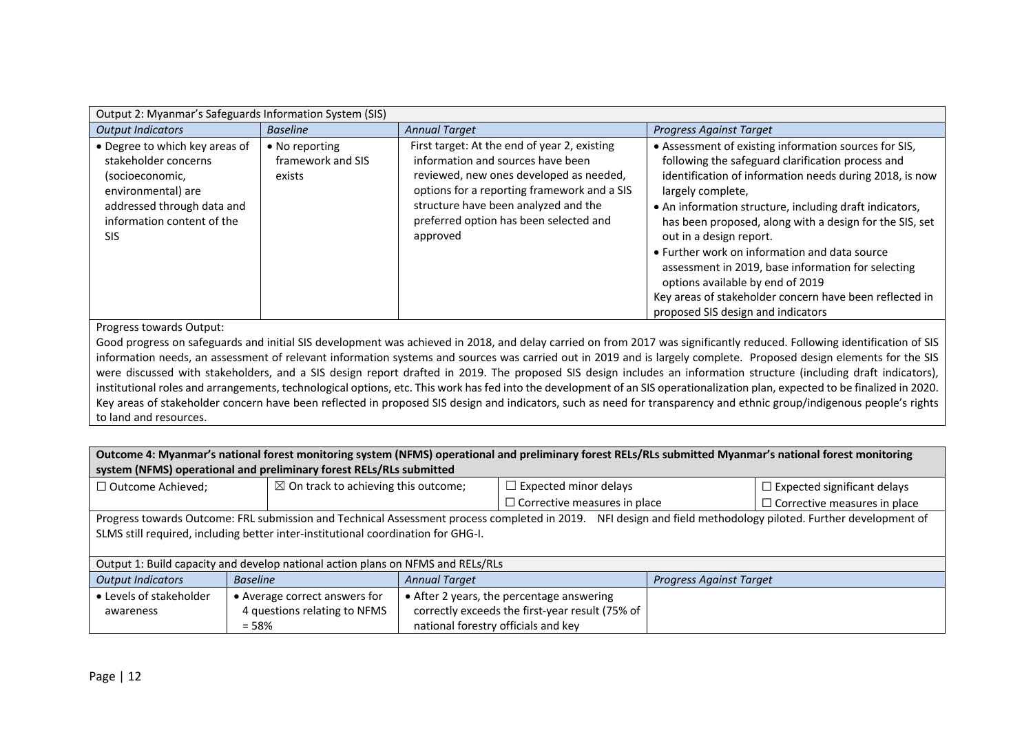| Output 2: Myanmar's Safeguards Information System (SIS) | | | |
|---|---|---|---|
| *Output Indicators* | *Baseline* | *Annual Target* | *Progress Against Target* |
| • Degree to which key areas of stakeholder concerns (socioeconomic, environmental) are addressed through data and information content of the SIS | • No reporting framework and SIS exists | First target: At the end of year 2, existing information and sources have been reviewed, new ones developed as needed, options for a reporting framework and a SIS structure have been analyzed and the preferred option has been selected and approved | • Assessment of existing information sources for SIS, following the safeguard clarification process and identification of information needs during 2018, is now largely complete,<br>• An information structure, including draft indicators, has been proposed, along with a design for the SIS, set out in a design report.<br>• Further work on information and data source assessment in 2019, base information for selecting options available by end of 2019<br>Key areas of stakeholder concern have been reflected in proposed SIS design and indicators |

Progress towards Output:
Good progress on safeguards and initial SIS development was achieved in 2018, and delay carried on from 2017 was significantly reduced. Following identification of SIS information needs, an assessment of relevant information systems and sources was carried out in 2019 and is largely complete. Proposed design elements for the SIS were discussed with stakeholders, and a SIS design report drafted in 2019. The proposed SIS design includes an information structure (including draft indicators), institutional roles and arrangements, technological options, etc. This work has fed into the development of an SIS operationalization plan, expected to be finalized in 2020. Key areas of stakeholder concern have been reflected in proposed SIS design and indicators, such as need for transparency and ethnic group/indigenous people's rights to land and resources.

| **Outcome 4: Myanmar's national forest monitoring system (NFMS) operational and preliminary forest RELs/RLs submitted Myanmar's national forest monitoring system (NFMS) operational and preliminary forest RELs/RLs submitted** | | | |
|---|---|---|---|
| ☐ Outcome Achieved; | ☒ On track to achieving this outcome; | ☐ Expected minor delays<br>☐ Corrective measures in place | ☐ Expected significant delays<br>☐ Corrective measures in place |

Progress towards Outcome: FRL submission and Technical Assessment process completed in 2019. NFI design and field methodology piloted. Further development of SLMS still required, including better inter-institutional coordination for GHG-I.

| Output 1: Build capacity and develop national action plans on NFMS and RELs/RLs | | | |
|---|---|---|---|
| *Output Indicators* | *Baseline* | *Annual Target* | *Progress Against Target* |
| • Levels of stakeholder awareness | • Average correct answers for 4 questions relating to NFMS = 58% | • After 2 years, the percentage answering correctly exceeds the first-year result (75% of national forestry officials and key | |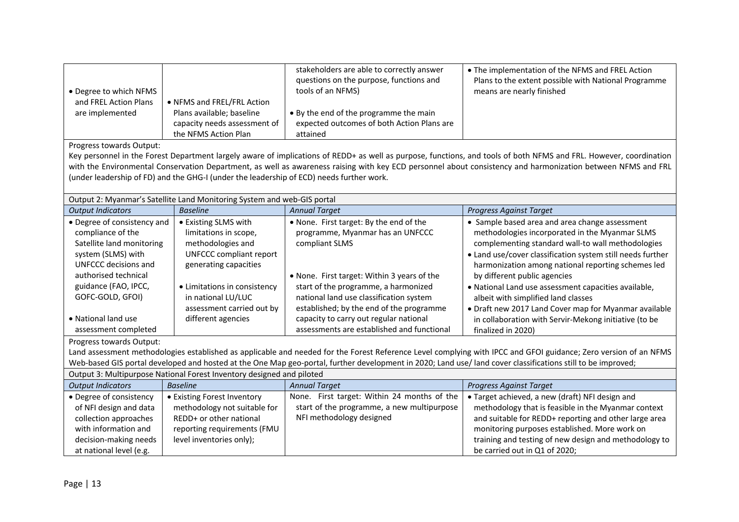| | | | |
|---|---|---|---|
| • Degree to which NFMS and FREL Action Plans are implemented | • NFMS and FREL/FRL Action Plans available; baseline capacity needs assessment of the NFMS Action Plan | stakeholders are able to correctly answer questions on the purpose, functions and tools of an NFMS)<br><br>• By the end of the programme the main expected outcomes of both Action Plans are attained | • The implementation of the NFMS and FREL Action Plans to the extent possible with National Programme means are nearly finished |

Progress towards Output:

Key personnel in the Forest Department largely aware of implications of REDD+ as well as purpose, functions, and tools of both NFMS and FRL. However, coordination with the Environmental Conservation Department, as well as awareness raising with key ECD personnel about consistency and harmonization between NFMS and FRL (under leadership of FD) and the GHG-I (under the leadership of ECD) needs further work.

Output 2: Myanmar's Satellite Land Monitoring System and web-GIS portal

| *Output Indicators* | *Baseline* | *Annual Target* | *Progress Against Target* |
|---|---|---|---|
| • Degree of consistency and compliance of the Satellite land monitoring system (SLMS) with UNFCCC decisions and authorised technical guidance (FAO, IPCC, GOFC-GOLD, GFOI)<br><br>• National land use assessment completed | • Existing SLMS with limitations in scope, methodologies and UNFCCC compliant report generating capacities<br><br>• Limitations in consistency in national LU/LUC assessment carried out by different agencies | • None. First target: By the end of the programme, Myanmar has an UNFCCC compliant SLMS<br><br>• None. First target: Within 3 years of the start of the programme, a harmonized national land use classification system established; by the end of the programme capacity to carry out regular national assessments are established and functional | • Sample based area and area change assessment methodologies incorporated in the Myanmar SLMS complementing standard wall-to wall methodologies<br>• Land use/cover classification system still needs further harmonization among national reporting schemes led by different public agencies<br>• National Land use assessment capacities available, albeit with simplified land classes<br>• Draft new 2017 Land Cover map for Myanmar available in collaboration with Servir-Mekong initiative (to be finalized in 2020) |

Progress towards Output:

Land assessment methodologies established as applicable and needed for the Forest Reference Level complying with IPCC and GFOI guidance; Zero version of an NFMS Web-based GIS portal developed and hosted at the One Map geo-portal, further development in 2020; Land use/ land cover classifications still to be improved;

Output 3: Multipurpose National Forest Inventory designed and piloted

| *Output Indicators* | *Baseline* | *Annual Target* | *Progress Against Target* |
|---|---|---|---|
| • Degree of consistency of NFI design and data collection approaches with information and decision-making needs at national level (e.g. | • Existing Forest Inventory methodology not suitable for REDD+ or other national reporting requirements (FMU level inventories only); | None. First target: Within 24 months of the start of the programme, a new multipurpose NFI methodology designed | • Target achieved, a new (draft) NFI design and methodology that is feasible in the Myanmar context and suitable for REDD+ reporting and other large area monitoring purposes established. More work on training and testing of new design and methodology to be carried out in Q1 of 2020; |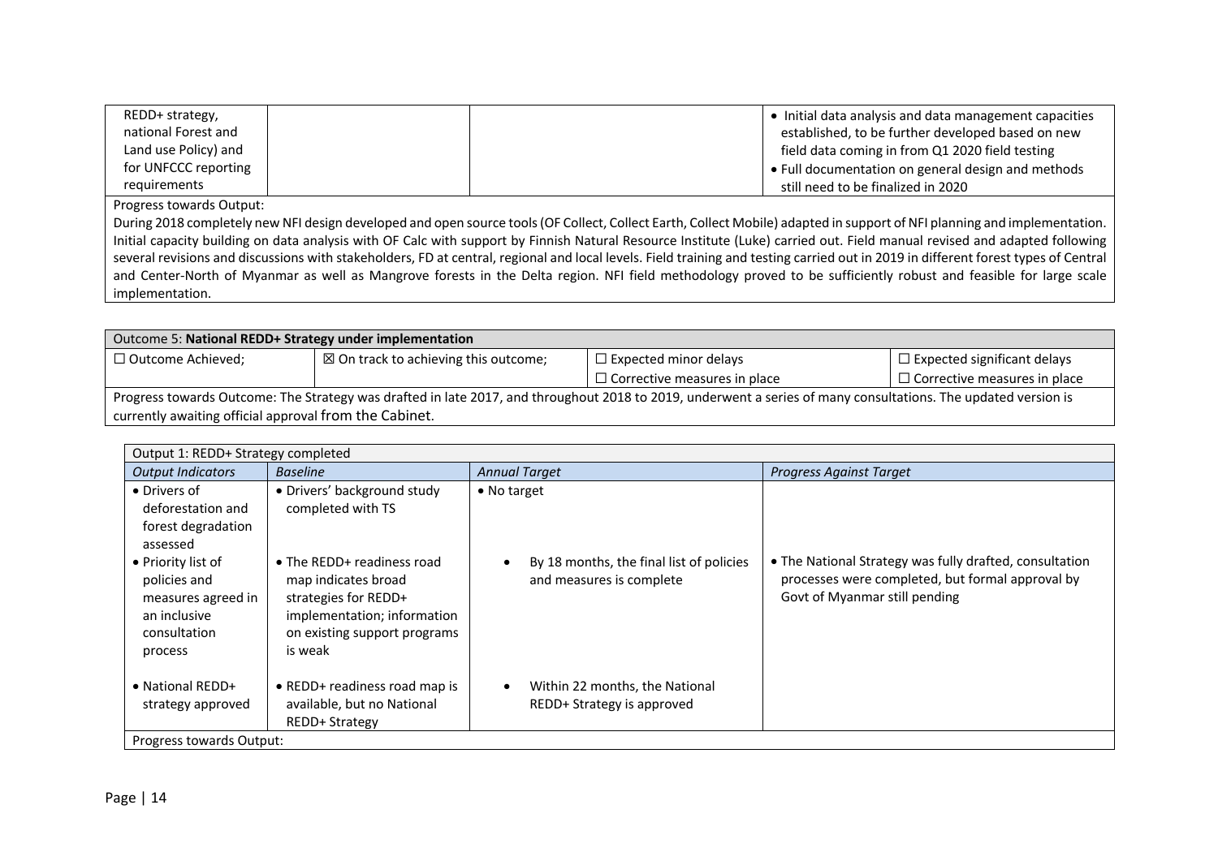| | | | |
|---|---|---|---|
| REDD+ strategy, national Forest and Land use Policy) and for UNFCCC reporting requirements | | | • Initial data analysis and data management capacities established, to be further developed based on new field data coming in from Q1 2020 field testing<br>• Full documentation on general design and methods still need to be finalized in 2020 |

Progress towards Output:

During 2018 completely new NFI design developed and open source tools (OF Collect, Collect Earth, Collect Mobile) adapted in support of NFI planning and implementation. Initial capacity building on data analysis with OF Calc with support by Finnish Natural Resource Institute (Luke) carried out. Field manual revised and adapted following several revisions and discussions with stakeholders, FD at central, regional and local levels. Field training and testing carried out in 2019 in different forest types of Central and Center-North of Myanmar as well as Mangrove forests in the Delta region. NFI field methodology proved to be sufficiently robust and feasible for large scale implementation.

| Outcome 5: **National REDD+ Strategy under implementation** | | | |
|---|---|---|---|
| ☐ Outcome Achieved; | ☒ On track to achieving this outcome; | ☐ Expected minor delays<br>☐ Corrective measures in place | ☐ Expected significant delays<br>☐ Corrective measures in place |

Progress towards Outcome: The Strategy was drafted in late 2017, and throughout 2018 to 2019, underwent a series of many consultations. The updated version is currently awaiting official approval from the Cabinet.

| Output 1: REDD+ Strategy completed | | | |
|---|---|---|---|
| *Output Indicators* | *Baseline* | *Annual Target* | *Progress Against Target* |
| • Drivers of deforestation and forest degradation assessed | • Drivers' background study completed with TS | • No target | |
| • Priority list of policies and measures agreed in an inclusive consultation process | • The REDD+ readiness road map indicates broad strategies for REDD+ implementation; information on existing support programs is weak | • By 18 months, the final list of policies and measures is complete | • The National Strategy was fully drafted, consultation processes were completed, but formal approval by Govt of Myanmar still pending |
| • National REDD+ strategy approved | • REDD+ readiness road map is available, but no National REDD+ Strategy | • Within 22 months, the National REDD+ Strategy is approved | |

Progress towards Output: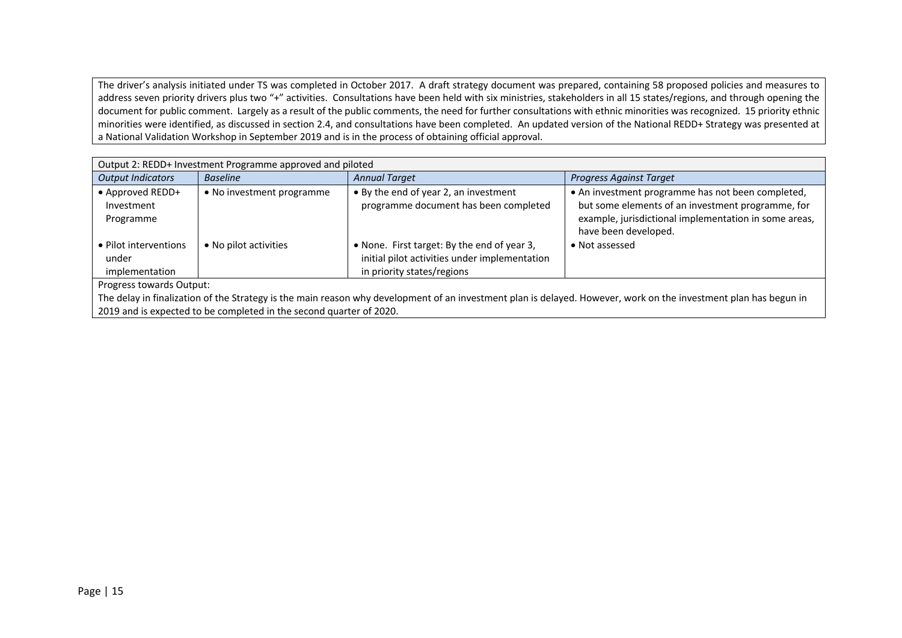The driver's analysis initiated under TS was completed in October 2017. A draft strategy document was prepared, containing 58 proposed policies and measures to address seven priority drivers plus two "+" activities. Consultations have been held with six ministries, stakeholders in all 15 states/regions, and through opening the document for public comment. Largely as a result of the public comments, the need for further consultations with ethnic minorities was recognized. 15 priority ethnic minorities were identified, as discussed in section 2.4, and consultations have been completed. An updated version of the National REDD+ Strategy was presented at a National Validation Workshop in September 2019 and is in the process of obtaining official approval.

| Output 2: REDD+ Investment Programme approved and piloted | | | |
|---|---|---|---|
| *Output Indicators* | *Baseline* | *Annual Target* | *Progress Against Target* |
| • Approved REDD+ Investment Programme | • No investment programme | • By the end of year 2, an investment programme document has been completed | • An investment programme has not been completed, but some elements of an investment programme, for example, jurisdictional implementation in some areas, have been developed. |
| • Pilot interventions under implementation | • No pilot activities | • None. First target: By the end of year 3, initial pilot activities under implementation in priority states/regions | • Not assessed |

Progress towards Output:

The delay in finalization of the Strategy is the main reason why development of an investment plan is delayed. However, work on the investment plan has begun in 2019 and is expected to be completed in the second quarter of 2020.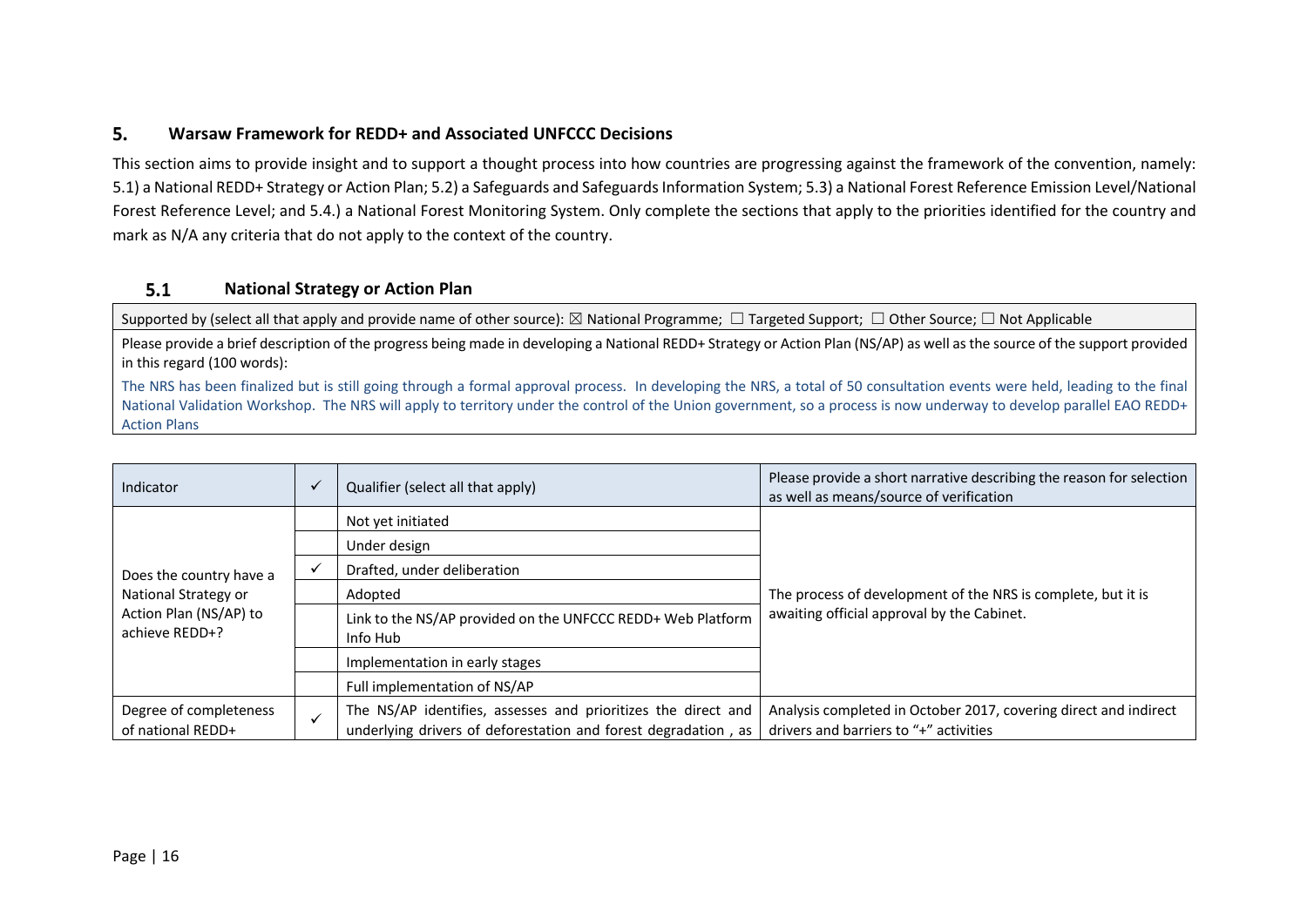## 5. Warsaw Framework for REDD+ and Associated UNFCCC Decisions

This section aims to provide insight and to support a thought process into how countries are progressing against the framework of the convention, namely: 5.1) a National REDD+ Strategy or Action Plan; 5.2) a Safeguards and Safeguards Information System; 5.3) a National Forest Reference Emission Level/National Forest Reference Level; and 5.4.) a National Forest Monitoring System. Only complete the sections that apply to the priorities identified for the country and mark as N/A any criteria that do not apply to the context of the country.

### 5.1 National Strategy or Action Plan

| Supported by (select all that apply and provide name of other source): ☒ National Programme; ☐ Targeted Support; ☐ Other Source; ☐ Not Applicable |
|---|
| Please provide a brief description of the progress being made in developing a National REDD+ Strategy or Action Plan (NS/AP) as well as the source of the support provided in this regard (100 words): |
| The NRS has been finalized but is still going through a formal approval process. In developing the NRS, a total of 50 consultation events were held, leading to the final National Validation Workshop. The NRS will apply to territory under the control of the Union government, so a process is now underway to develop parallel EAO REDD+ Action Plans |

| Indicator | ✓ | Qualifier (select all that apply) | Please provide a short narrative describing the reason for selection as well as means/source of verification |
|---|---|---|---|
| Does the country have a National Strategy or Action Plan (NS/AP) to achieve REDD+? | | Not yet initiated | The process of development of the NRS is complete, but it is awaiting official approval by the Cabinet. |
| | | Under design | |
| | ✓ | Drafted, under deliberation | |
| | | Adopted | |
| | | Link to the NS/AP provided on the UNFCCC REDD+ Web Platform Info Hub | |
| | | Implementation in early stages | |
| | | Full implementation of NS/AP | |
| Degree of completeness of national REDD+ | ✓ | The NS/AP identifies, assesses and prioritizes the direct and underlying drivers of deforestation and forest degradation , as | Analysis completed in October 2017, covering direct and indirect drivers and barriers to "+" activities |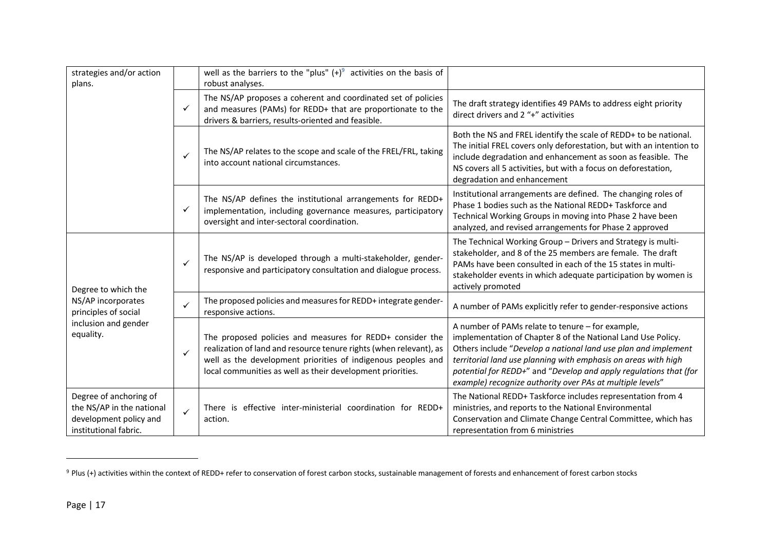| | | | |
|---|---|---|---|
| strategies and/or action plans. | | well as the barriers to the "plus" (+)[9] activities on the basis of robust analyses. | |
| | ✓ | The NS/AP proposes a coherent and coordinated set of policies and measures (PAMs) for REDD+ that are proportionate to the drivers & barriers, results-oriented and feasible. | The draft strategy identifies 49 PAMs to address eight priority direct drivers and 2 "+" activities |
| | ✓ | The NS/AP relates to the scope and scale of the FREL/FRL, taking into account national circumstances. | Both the NS and FREL identify the scale of REDD+ to be national. The initial FREL covers only deforestation, but with an intention to include degradation and enhancement as soon as feasible. The NS covers all 5 activities, but with a focus on deforestation, degradation and enhancement |
| | ✓ | The NS/AP defines the institutional arrangements for REDD+ implementation, including governance measures, participatory oversight and inter-sectoral coordination. | Institutional arrangements are defined. The changing roles of Phase 1 bodies such as the National REDD+ Taskforce and Technical Working Groups in moving into Phase 2 have been analyzed, and revised arrangements for Phase 2 approved |
| Degree to which the NS/AP incorporates principles of social inclusion and gender equality. | ✓ | The NS/AP is developed through a multi-stakeholder, gender-responsive and participatory consultation and dialogue process. | The Technical Working Group – Drivers and Strategy is multi-stakeholder, and 8 of the 25 members are female. The draft PAMs have been consulted in each of the 15 states in multi-stakeholder events in which adequate participation by women is actively promoted |
| | ✓ | The proposed policies and measures for REDD+ integrate gender-responsive actions. | A number of PAMs explicitly refer to gender-responsive actions |
| | ✓ | The proposed policies and measures for REDD+ consider the realization of land and resource tenure rights (when relevant), as well as the development priorities of indigenous peoples and local communities as well as their development priorities. | A number of PAMs relate to tenure – for example, implementation of Chapter 8 of the National Land Use Policy. Others include "*Develop a national land use plan and implement territorial land use planning with emphasis on areas with high potential for REDD+*" and "*Develop and apply regulations that (for example) recognize authority over PAs at multiple levels*" |
| Degree of anchoring of the NS/AP in the national development policy and institutional fabric. | ✓ | There is effective inter-ministerial coordination for REDD+ action. | The National REDD+ Taskforce includes representation from 4 ministries, and reports to the National Environmental Conservation and Climate Change Central Committee, which has representation from 6 ministries |

[9] Plus (+) activities within the context of REDD+ refer to conservation of forest carbon stocks, sustainable management of forests and enhancement of forest carbon stocks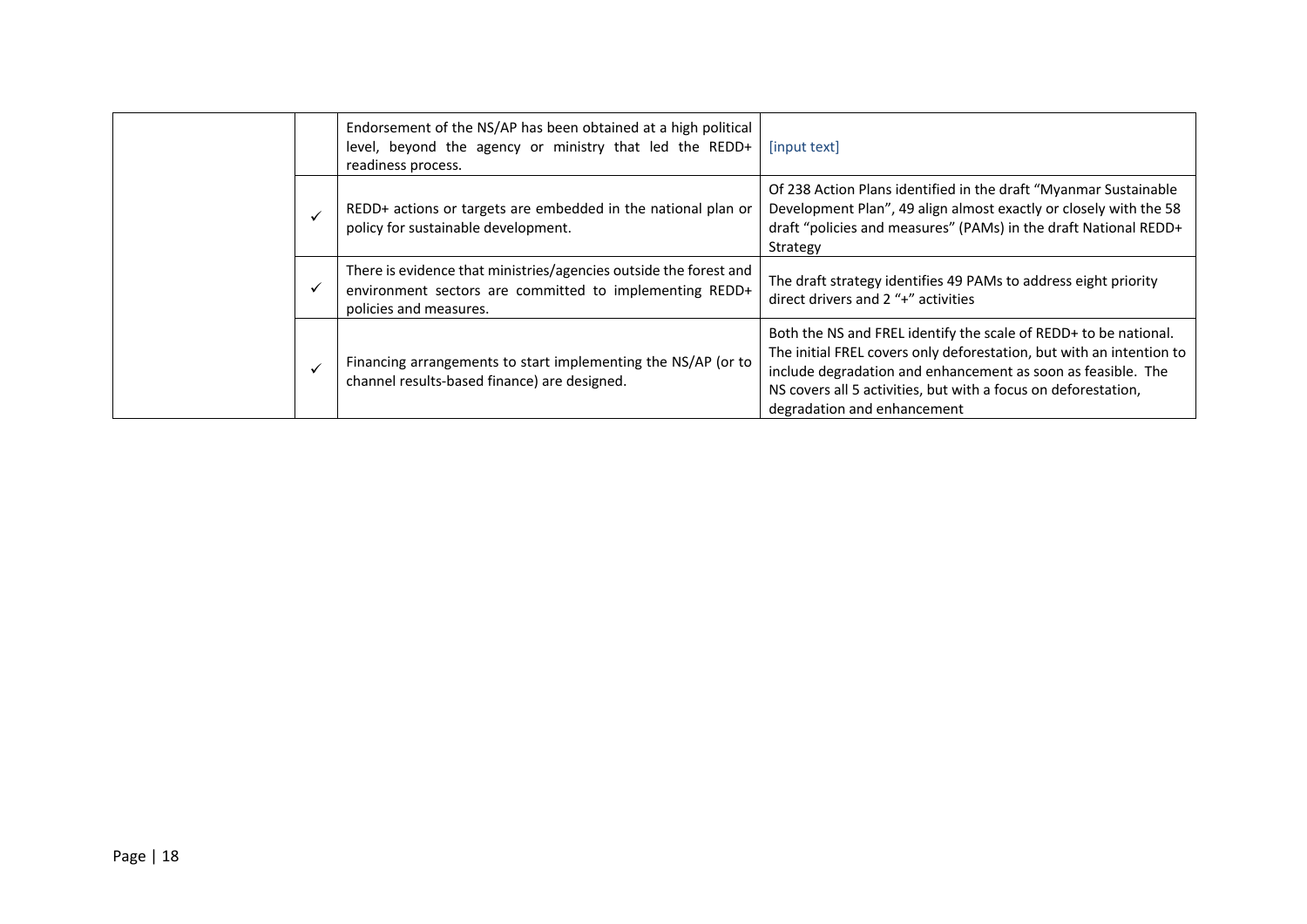| | | | |
|---|---|---|---|
| | | Endorsement of the NS/AP has been obtained at a high political level, beyond the agency or ministry that led the REDD+ readiness process. | [input text] |
| | ✓ | REDD+ actions or targets are embedded in the national plan or policy for sustainable development. | Of 238 Action Plans identified in the draft "Myanmar Sustainable Development Plan", 49 align almost exactly or closely with the 58 draft "policies and measures" (PAMs) in the draft National REDD+ Strategy |
| | ✓ | There is evidence that ministries/agencies outside the forest and environment sectors are committed to implementing REDD+ policies and measures. | The draft strategy identifies 49 PAMs to address eight priority direct drivers and 2 "+" activities |
| | ✓ | Financing arrangements to start implementing the NS/AP (or to channel results-based finance) are designed. | Both the NS and FREL identify the scale of REDD+ to be national. The initial FREL covers only deforestation, but with an intention to include degradation and enhancement as soon as feasible. The NS covers all 5 activities, but with a focus on deforestation, degradation and enhancement |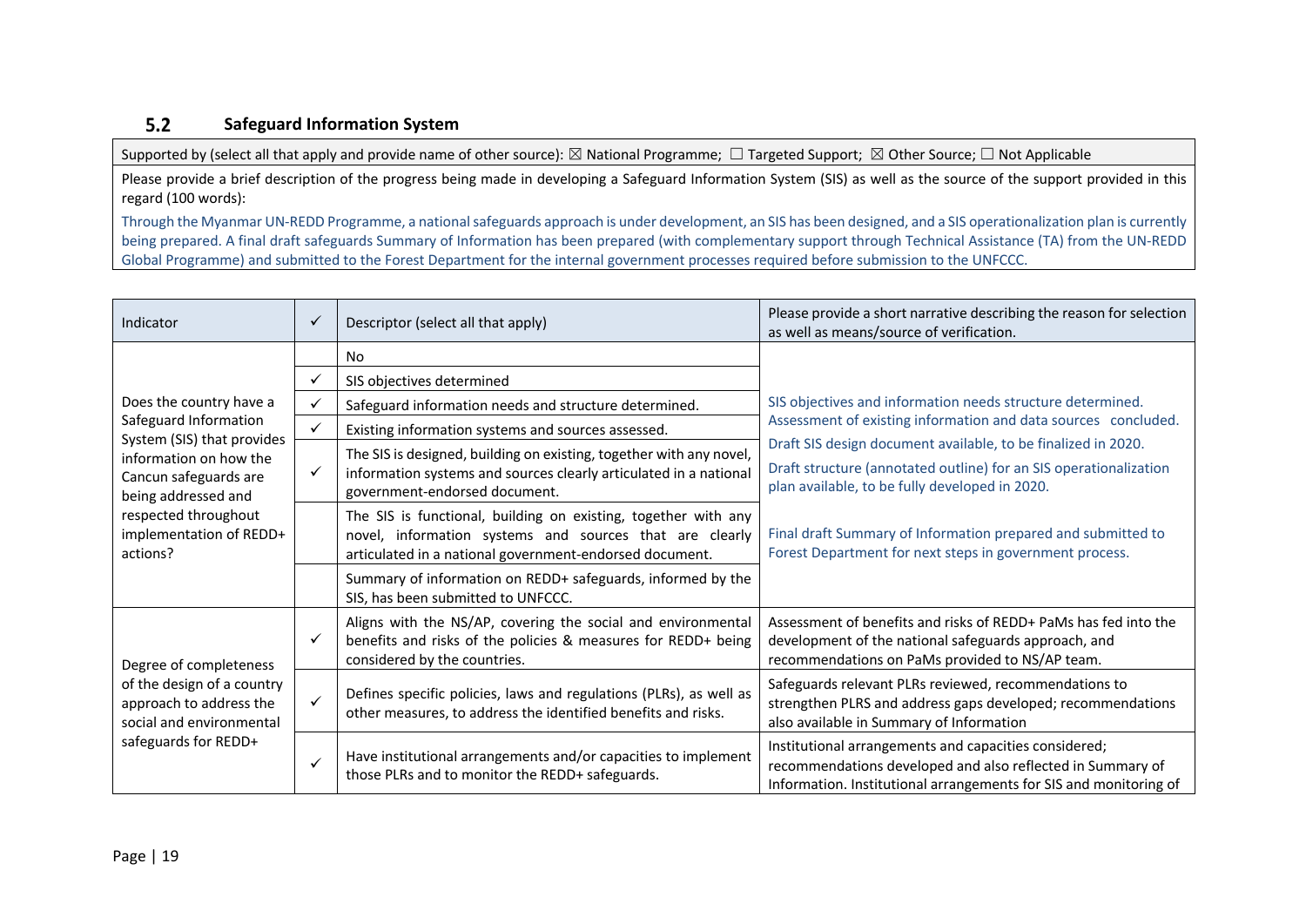## 5.2 Safeguard Information System

| Supported by (select all that apply and provide name of other source): ☒ National Programme; ☐ Targeted Support; ☒ Other Source; ☐ Not Applicable |
|---|
| Please provide a brief description of the progress being made in developing a Safeguard Information System (SIS) as well as the source of the support provided in this regard (100 words): |
| Through the Myanmar UN-REDD Programme, a national safeguards approach is under development, an SIS has been designed, and a SIS operationalization plan is currently being prepared. A final draft safeguards Summary of Information has been prepared (with complementary support through Technical Assistance (TA) from the UN-REDD Global Programme) and submitted to the Forest Department for the internal government processes required before submission to the UNFCCC. |

| Indicator | ✓ | Descriptor (select all that apply) | Please provide a short narrative describing the reason for selection as well as means/source of verification. |
|---|---|---|---|
| Does the country have a Safeguard Information System (SIS) that provides information on how the Cancun safeguards are being addressed and respected throughout implementation of REDD+ actions? | | No | SIS objectives and information needs structure determined. Assessment of existing information and data sources concluded.<br>Draft SIS design document available, to be finalized in 2020.<br>Draft structure (annotated outline) for an SIS operationalization plan available, to be fully developed in 2020.<br><br>Final draft Summary of Information prepared and submitted to Forest Department for next steps in government process. |
| | ✓ | SIS objectives determined | |
| | ✓ | Safeguard information needs and structure determined. | |
| | ✓ | Existing information systems and sources assessed. | |
| | ✓ | The SIS is designed, building on existing, together with any novel, information systems and sources clearly articulated in a national government-endorsed document. | |
| | | The SIS is functional, building on existing, together with any novel, information systems and sources that are clearly articulated in a national government-endorsed document. | |
| | | Summary of information on REDD+ safeguards, informed by the SIS, has been submitted to UNFCCC. | |
| Degree of completeness of the design of a country approach to address the social and environmental safeguards for REDD+ | ✓ | Aligns with the NS/AP, covering the social and environmental benefits and risks of the policies & measures for REDD+ being considered by the countries. | Assessment of benefits and risks of REDD+ PaMs has fed into the development of the national safeguards approach, and recommendations on PaMs provided to NS/AP team. |
| | ✓ | Defines specific policies, laws and regulations (PLRs), as well as other measures, to address the identified benefits and risks. | Safeguards relevant PLRs reviewed, recommendations to strengthen PLRS and address gaps developed; recommendations also available in Summary of Information |
| | ✓ | Have institutional arrangements and/or capacities to implement those PLRs and to monitor the REDD+ safeguards. | Institutional arrangements and capacities considered; recommendations developed and also reflected in Summary of Information. Institutional arrangements for SIS and monitoring of |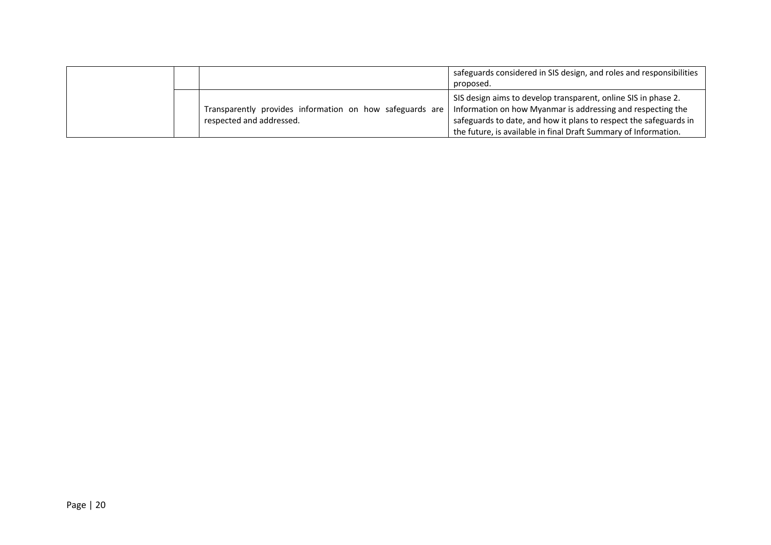| | | | |
|---|---|---|---|
| | | | safeguards considered in SIS design, and roles and responsibilities proposed. |
| | | Transparently provides information on how safeguards are respected and addressed. | SIS design aims to develop transparent, online SIS in phase 2. Information on how Myanmar is addressing and respecting the safeguards to date, and how it plans to respect the safeguards in the future, is available in final Draft Summary of Information. |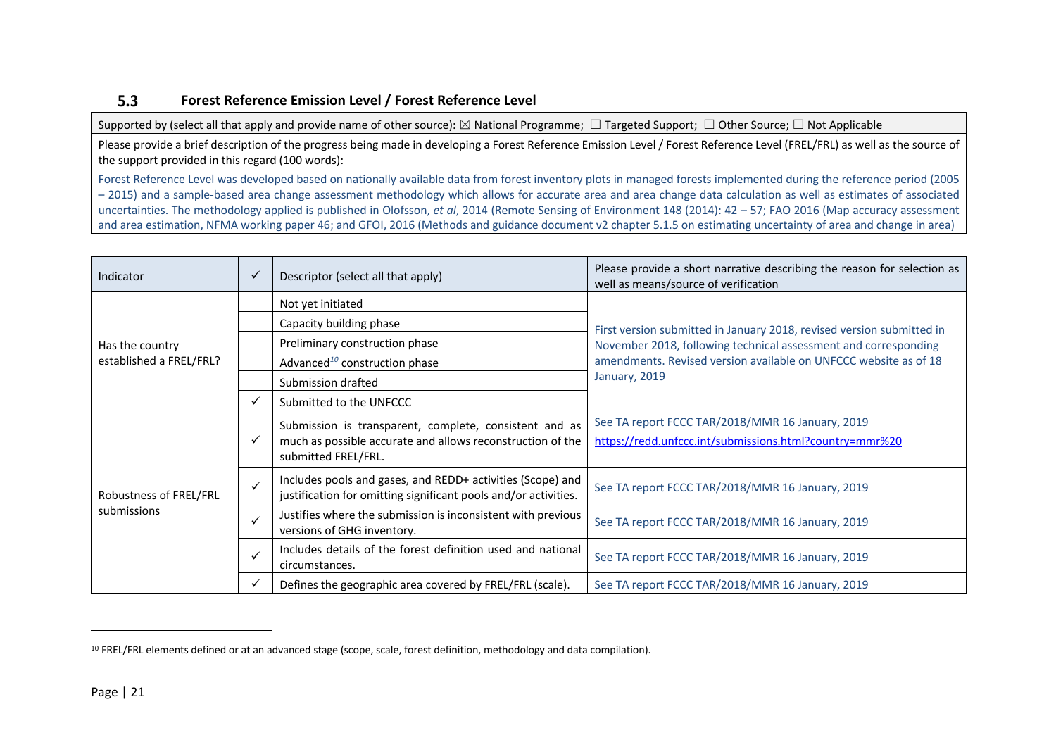### 5.3 Forest Reference Emission Level / Forest Reference Level

| Supported by (select all that apply and provide name of other source): ☒ National Programme; ☐ Targeted Support; ☐ Other Source; ☐ Not Applicable |
|---|
| Please provide a brief description of the progress being made in developing a Forest Reference Emission Level / Forest Reference Level (FREL/FRL) as well as the source of the support provided in this regard (100 words): |
| Forest Reference Level was developed based on nationally available data from forest inventory plots in managed forests implemented during the reference period (2005 – 2015) and a sample-based area change assessment methodology which allows for accurate area and area change data calculation as well as estimates of associated uncertainties. The methodology applied is published in Olofsson, *et al*, 2014 (Remote Sensing of Environment 148 (2014): 42 – 57; FAO 2016 (Map accuracy assessment and area estimation, NFMA working paper 46; and GFOI, 2016 (Methods and guidance document v2 chapter 5.1.5 on estimating uncertainty of area and change in area) |

| Indicator | ✓ | Descriptor (select all that apply) | Please provide a short narrative describing the reason for selection as well as means/source of verification |
|---|---|---|---|
| Has the country established a FREL/FRL? | | Not yet initiated | First version submitted in January 2018, revised version submitted in November 2018, following technical assessment and corresponding amendments. Revised version available on UNFCCC website as of 18 January, 2019 |
| | | Capacity building phase | |
| | | Preliminary construction phase | |
| | | Advanced[10] construction phase | |
| | | Submission drafted | |
| | ✓ | Submitted to the UNFCCC | |
| Robustness of FREL/FRL submissions | ✓ | Submission is transparent, complete, consistent and as much as possible accurate and allows reconstruction of the submitted FREL/FRL. | See TA report FCCC TAR/2018/MMR 16 January, 2019 https://redd.unfccc.int/submissions.html?country=mmr%20 |
| | ✓ | Includes pools and gases, and REDD+ activities (Scope) and justification for omitting significant pools and/or activities. | See TA report FCCC TAR/2018/MMR 16 January, 2019 |
| | ✓ | Justifies where the submission is inconsistent with previous versions of GHG inventory. | See TA report FCCC TAR/2018/MMR 16 January, 2019 |
| | ✓ | Includes details of the forest definition used and national circumstances. | See TA report FCCC TAR/2018/MMR 16 January, 2019 |
| | ✓ | Defines the geographic area covered by FREL/FRL (scale). | See TA report FCCC TAR/2018/MMR 16 January, 2019 |

[10] FREL/FRL elements defined or at an advanced stage (scope, scale, forest definition, methodology and data compilation).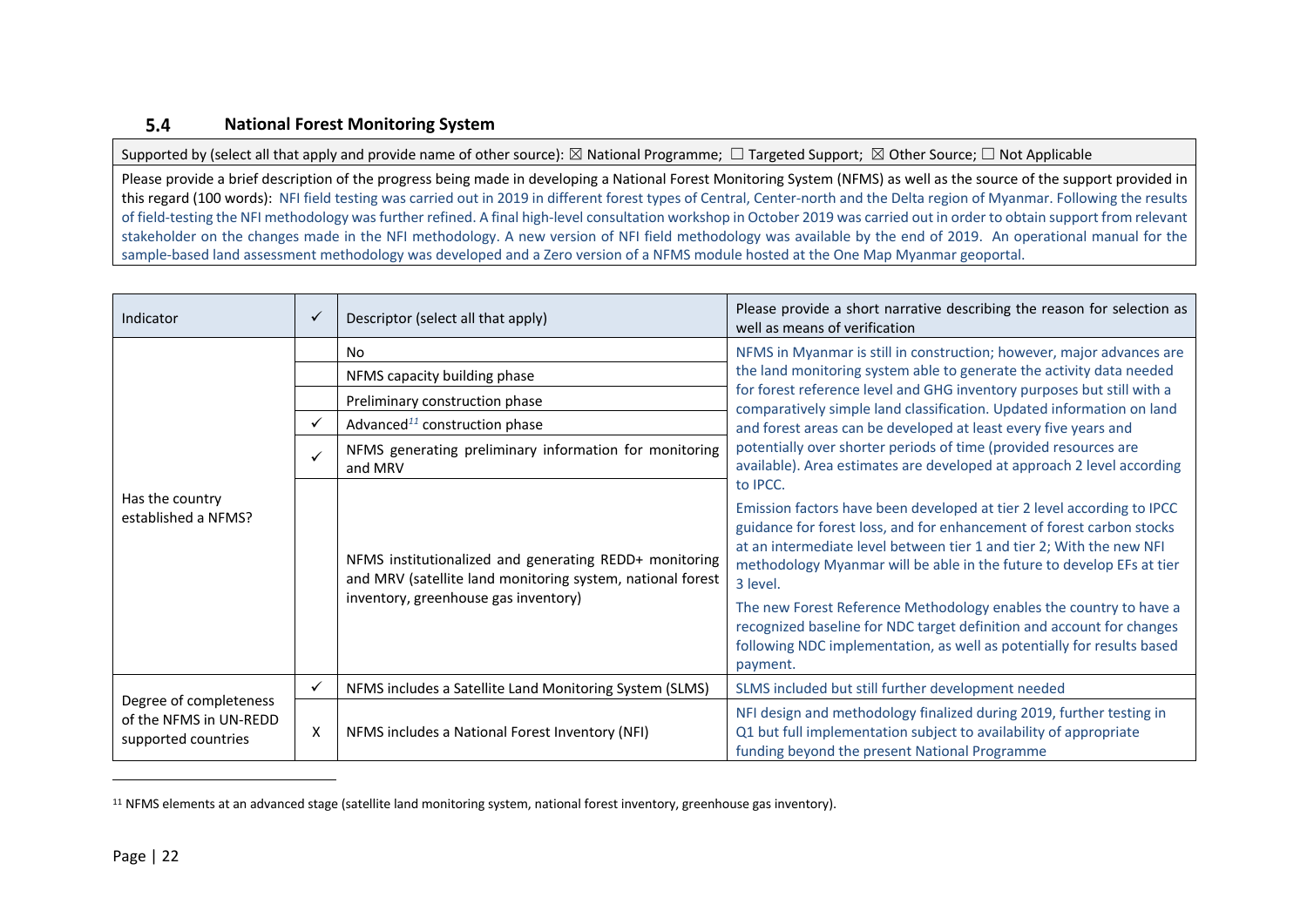### 5.4 National Forest Monitoring System

| Supported by (select all that apply and provide name of other source): ☒ National Programme; ☐ Targeted Support; ☒ Other Source; ☐ Not Applicable |
|---|
| Please provide a brief description of the progress being made in developing a National Forest Monitoring System (NFMS) as well as the source of the support provided in this regard (100 words): NFI field testing was carried out in 2019 in different forest types of Central, Center-north and the Delta region of Myanmar. Following the results of field-testing the NFI methodology was further refined. A final high-level consultation workshop in October 2019 was carried out in order to obtain support from relevant stakeholder on the changes made in the NFI methodology. A new version of NFI field methodology was available by the end of 2019. An operational manual for the sample-based land assessment methodology was developed and a Zero version of a NFMS module hosted at the One Map Myanmar geoportal. |

| Indicator | ✓ | Descriptor (select all that apply) | Please provide a short narrative describing the reason for selection as well as means of verification |
|---|---|---|---|
| Has the country established a NFMS? | | No | NFMS in Myanmar is still in construction; however, major advances are the land monitoring system able to generate the activity data needed for forest reference level and GHG inventory purposes but still with a comparatively simple land classification. Updated information on land and forest areas can be developed at least every five years and potentially over shorter periods of time (provided resources are available). Area estimates are developed at approach 2 level according to IPCC. |
| | | NFMS capacity building phase | |
| | | Preliminary construction phase | |
| | ✓ | Advanced[11] construction phase | |
| | ✓ | NFMS generating preliminary information for monitoring and MRV | |
| | | NFMS institutionalized and generating REDD+ monitoring and MRV (satellite land monitoring system, national forest inventory, greenhouse gas inventory) | Emission factors have been developed at tier 2 level according to IPCC guidance for forest loss, and for enhancement of forest carbon stocks at an intermediate level between tier 1 and tier 2; With the new NFI methodology Myanmar will be able in the future to develop EFs at tier 3 level. The new Forest Reference Methodology enables the country to have a recognized baseline for NDC target definition and account for changes following NDC implementation, as well as potentially for results based payment. |
| Degree of completeness of the NFMS in UN-REDD supported countries | ✓ | NFMS includes a Satellite Land Monitoring System (SLMS) | SLMS included but still further development needed |
| | X | NFMS includes a National Forest Inventory (NFI) | NFI design and methodology finalized during 2019, further testing in Q1 but full implementation subject to availability of appropriate funding beyond the present National Programme |

[11] NFMS elements at an advanced stage (satellite land monitoring system, national forest inventory, greenhouse gas inventory).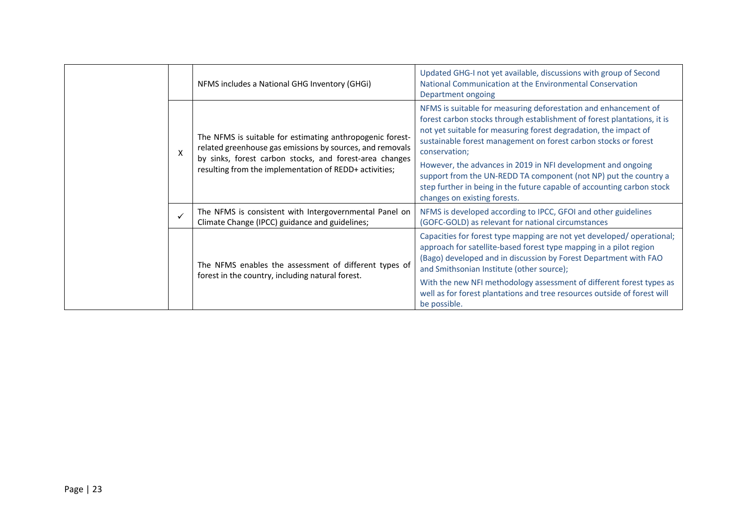| | | | |
|---|---|---|---|
| | | NFMS includes a National GHG Inventory (GHGi) | Updated GHG-I not yet available, discussions with group of Second National Communication at the Environmental Conservation Department ongoing |
| | X | The NFMS is suitable for estimating anthropogenic forest-related greenhouse gas emissions by sources, and removals by sinks, forest carbon stocks, and forest-area changes resulting from the implementation of REDD+ activities; | NFMS is suitable for measuring deforestation and enhancement of forest carbon stocks through establishment of forest plantations, it is not yet suitable for measuring forest degradation, the impact of sustainable forest management on forest carbon stocks or forest conservation;<br>However, the advances in 2019 in NFI development and ongoing support from the UN-REDD TA component (not NP) put the country a step further in being in the future capable of accounting carbon stock changes on existing forests. |
| | ✓ | The NFMS is consistent with Intergovernmental Panel on Climate Change (IPCC) guidance and guidelines; | NFMS is developed according to IPCC, GFOI and other guidelines (GOFC-GOLD) as relevant for national circumstances |
| | | The NFMS enables the assessment of different types of forest in the country, including natural forest. | Capacities for forest type mapping are not yet developed/ operational; approach for satellite-based forest type mapping in a pilot region (Bago) developed and in discussion by Forest Department with FAO and Smithsonian Institute (other source);<br>With the new NFI methodology assessment of different forest types as well as for forest plantations and tree resources outside of forest will be possible. |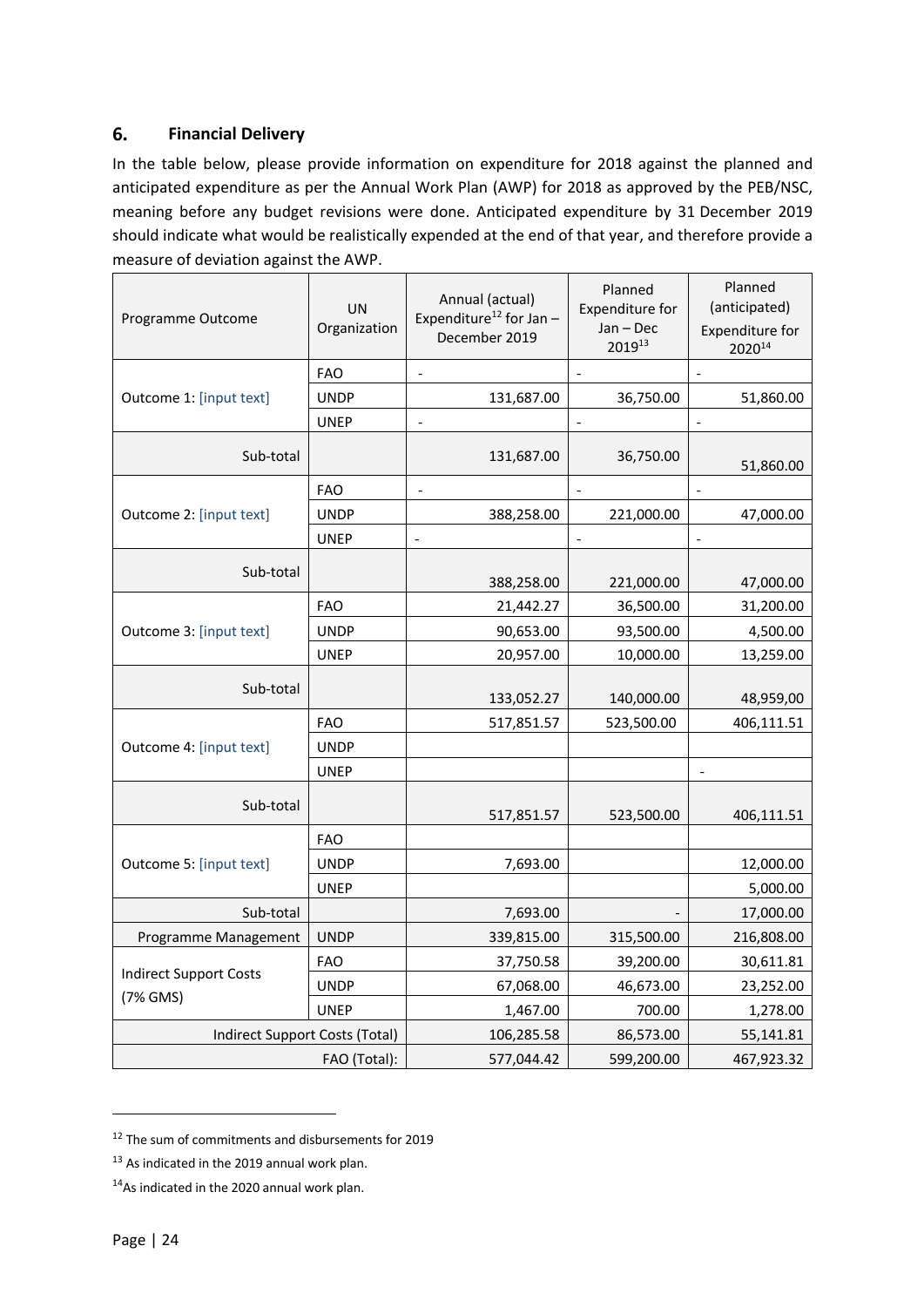## 6. Financial Delivery

In the table below, please provide information on expenditure for 2018 against the planned and anticipated expenditure as per the Annual Work Plan (AWP) for 2018 as approved by the PEB/NSC, meaning before any budget revisions were done. Anticipated expenditure by 31 December 2019 should indicate what would be realistically expended at the end of that year, and therefore provide a measure of deviation against the AWP.

| Programme Outcome | UN Organization | Annual (actual) Expenditure[12] for Jan – December 2019 | Planned Expenditure for Jan – Dec 2019[13] | Planned (anticipated) Expenditure for 2020[14] |
|---|---|---|---|---|
| Outcome 1: [input text] | FAO | - | - | - |
| | UNDP | 131,687.00 | 36,750.00 | 51,860.00 |
| | UNEP | - | - | - |
| Sub-total | | 131,687.00 | 36,750.00 | 51,860.00 |
| Outcome 2: [input text] | FAO | - | - | - |
| | UNDP | 388,258.00 | 221,000.00 | 47,000.00 |
| | UNEP | - | - | - |
| Sub-total | | 388,258.00 | 221,000.00 | 47,000.00 |
| Outcome 3: [input text] | FAO | 21,442.27 | 36,500.00 | 31,200.00 |
| | UNDP | 90,653.00 | 93,500.00 | 4,500.00 |
| | UNEP | 20,957.00 | 10,000.00 | 13,259.00 |
| Sub-total | | 133,052.27 | 140,000.00 | 48,959,00 |
| Outcome 4: [input text] | FAO | 517,851.57 | 523,500.00 | 406,111.51 |
| | UNDP | | | |
| | UNEP | | | - |
| Sub-total | | 517,851.57 | 523,500.00 | 406,111.51 |
| Outcome 5: [input text] | FAO | | | |
| | UNDP | 7,693.00 | | 12,000.00 |
| | UNEP | | | 5,000.00 |
| Sub-total | | 7,693.00 | - | 17,000.00 |
| Programme Management | UNDP | 339,815.00 | 315,500.00 | 216,808.00 |
| Indirect Support Costs (7% GMS) | FAO | 37,750.58 | 39,200.00 | 30,611.81 |
| | UNDP | 67,068.00 | 46,673.00 | 23,252.00 |
| | UNEP | 1,467.00 | 700.00 | 1,278.00 |
| Indirect Support Costs (Total) | | 106,285.58 | 86,573.00 | 55,141.81 |
| FAO (Total): | | 577,044.42 | 599,200.00 | 467,923.32 |

[12] The sum of commitments and disbursements for 2019

[13] As indicated in the 2019 annual work plan.

[14] As indicated in the 2020 annual work plan.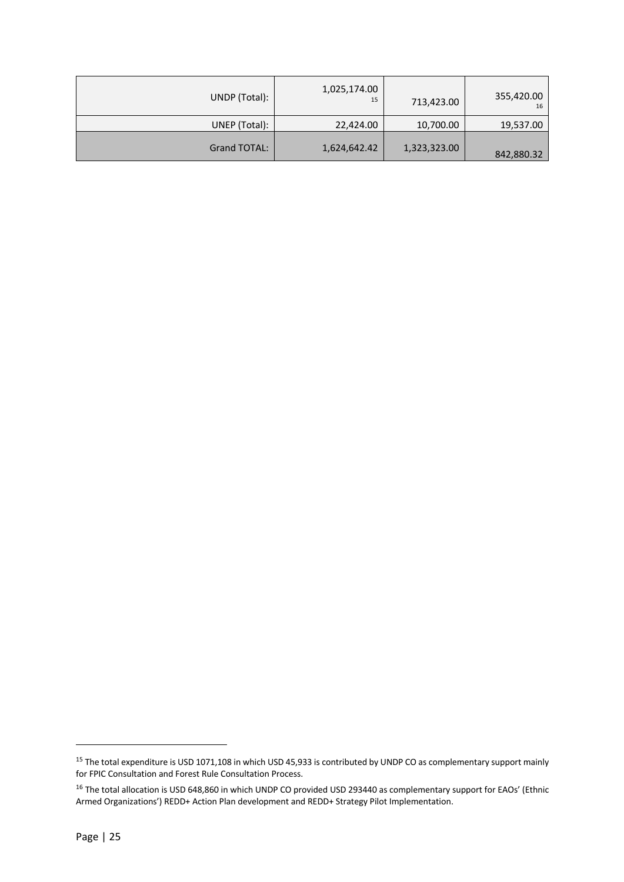| | | | |
|---|---|---|---|
| UNDP (Total): | 1,025,174.00 [15] | 713,423.00 | 355,420.00 [16] |
| UNEP (Total): | 22,424.00 | 10,700.00 | 19,537.00 |
| Grand TOTAL: | 1,624,642.42 | 1,323,323.00 | 842,880.32 |

[15] The total expenditure is USD 1071,108 in which USD 45,933 is contributed by UNDP CO as complementary support mainly for FPIC Consultation and Forest Rule Consultation Process.

[16] The total allocation is USD 648,860 in which UNDP CO provided USD 293440 as complementary support for EAOs' (Ethnic Armed Organizations') REDD+ Action Plan development and REDD+ Strategy Pilot Implementation.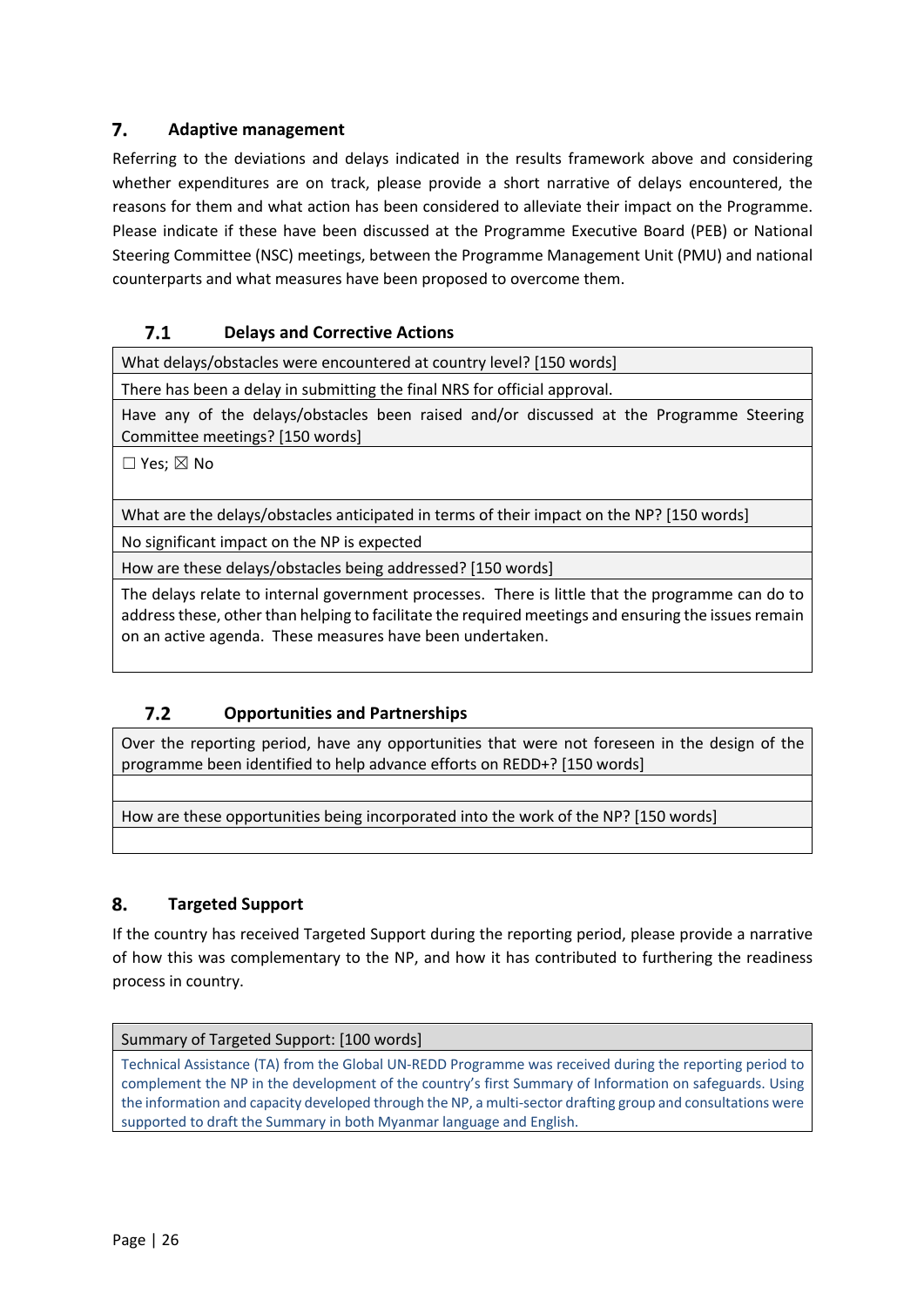## 7. Adaptive management

Referring to the deviations and delays indicated in the results framework above and considering whether expenditures are on track, please provide a short narrative of delays encountered, the reasons for them and what action has been considered to alleviate their impact on the Programme. Please indicate if these have been discussed at the Programme Executive Board (PEB) or National Steering Committee (NSC) meetings, between the Programme Management Unit (PMU) and national counterparts and what measures have been proposed to overcome them.

### 7.1 Delays and Corrective Actions

| |
|---|
| What delays/obstacles were encountered at country level? [150 words] |
| There has been a delay in submitting the final NRS for official approval. |
| Have any of the delays/obstacles been raised and/or discussed at the Programme Steering Committee meetings? [150 words] |
| ☐ Yes; ☒ No |
| What are the delays/obstacles anticipated in terms of their impact on the NP? [150 words] |
| No significant impact on the NP is expected |
| How are these delays/obstacles being addressed? [150 words] |
| The delays relate to internal government processes. There is little that the programme can do to address these, other than helping to facilitate the required meetings and ensuring the issues remain on an active agenda. These measures have been undertaken. |

### 7.2 Opportunities and Partnerships

| |
|---|
| Over the reporting period, have any opportunities that were not foreseen in the design of the programme been identified to help advance efforts on REDD+? [150 words] |
| |
| How are these opportunities being incorporated into the work of the NP? [150 words] |
| |

## 8. Targeted Support

If the country has received Targeted Support during the reporting period, please provide a narrative of how this was complementary to the NP, and how it has contributed to furthering the readiness process in country.

| |
|---|
| Summary of Targeted Support: [100 words] |
| Technical Assistance (TA) from the Global UN-REDD Programme was received during the reporting period to complement the NP in the development of the country's first Summary of Information on safeguards. Using the information and capacity developed through the NP, a multi-sector drafting group and consultations were supported to draft the Summary in both Myanmar language and English. |